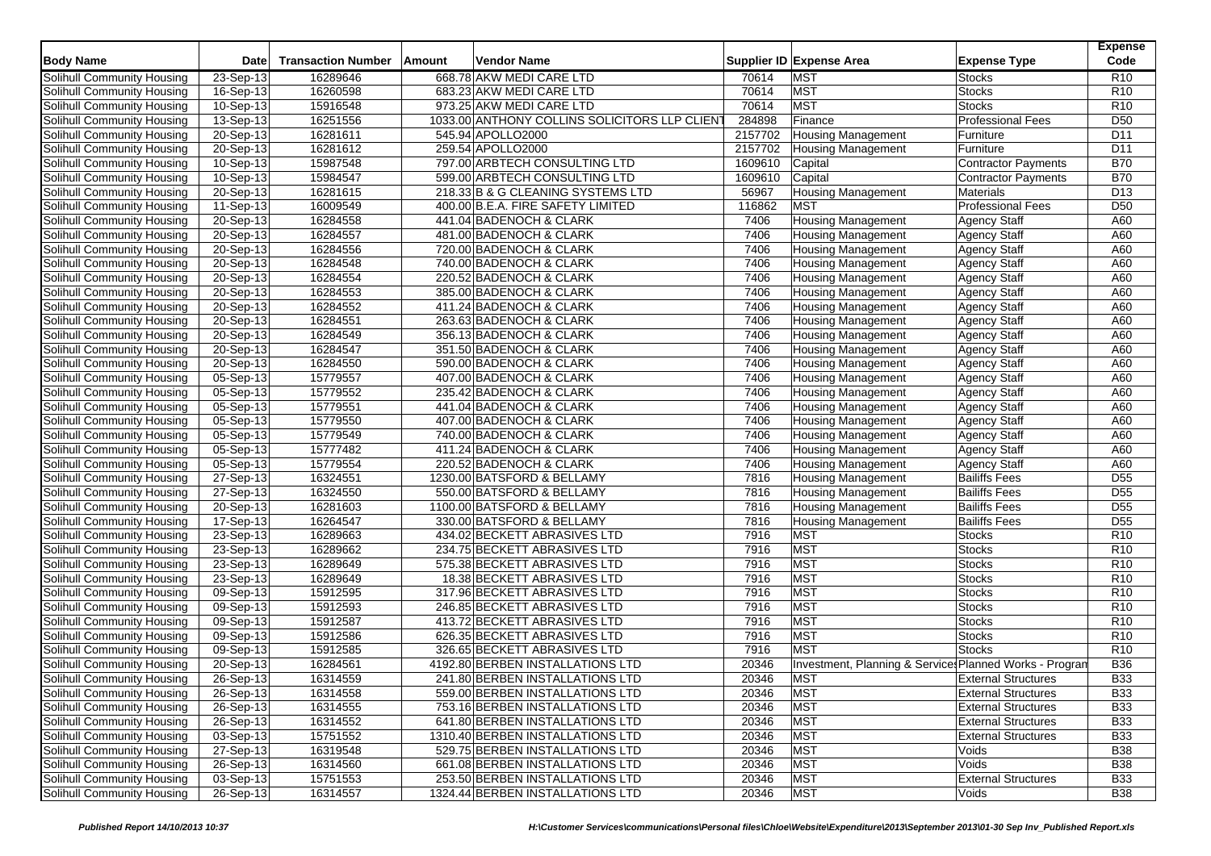| Body Name | Date | Transaction Number | Amount | Vendor Name | Supplier ID | Expense Area | Expense Type | Expense Code |
|---|---|---|---|---|---|---|---|---|
| Solihull Community Housing | 23-Sep-13 | 16289646 | 668.78 | AKW MEDI CARE LTD | 70614 | MST | Stocks | R10 |
| Solihull Community Housing | 16-Sep-13 | 16260598 | 683.23 | AKW MEDI CARE LTD | 70614 | MST | Stocks | R10 |
| Solihull Community Housing | 10-Sep-13 | 15916548 | 973.25 | AKW MEDI CARE LTD | 70614 | MST | Stocks | R10 |
| Solihull Community Housing | 13-Sep-13 | 16251556 | 1033.00 | ANTHONY COLLINS SOLICITORS LLP CLIENT | 284898 | Finance | Professional Fees | D50 |
| Solihull Community Housing | 20-Sep-13 | 16281611 | 545.94 | APOLLO2000 | 2157702 | Housing Management | Furniture | D11 |
| Solihull Community Housing | 20-Sep-13 | 16281612 | 259.54 | APOLLO2000 | 2157702 | Housing Management | Furniture | D11 |
| Solihull Community Housing | 10-Sep-13 | 15987548 | 797.00 | ARBTECH CONSULTING LTD | 1609610 | Capital | Contractor Payments | B70 |
| Solihull Community Housing | 10-Sep-13 | 15984547 | 599.00 | ARBTECH CONSULTING LTD | 1609610 | Capital | Contractor Payments | B70 |
| Solihull Community Housing | 20-Sep-13 | 16281615 | 218.33 | B & G CLEANING SYSTEMS LTD | 56967 | Housing Management | Materials | D13 |
| Solihull Community Housing | 11-Sep-13 | 16009549 | 400.00 | B.E.A. FIRE SAFETY LIMITED | 116862 | MST | Professional Fees | D50 |
| Solihull Community Housing | 20-Sep-13 | 16284558 | 441.04 | BADENOCH & CLARK | 7406 | Housing Management | Agency Staff | A60 |
| Solihull Community Housing | 20-Sep-13 | 16284557 | 481.00 | BADENOCH & CLARK | 7406 | Housing Management | Agency Staff | A60 |
| Solihull Community Housing | 20-Sep-13 | 16284556 | 720.00 | BADENOCH & CLARK | 7406 | Housing Management | Agency Staff | A60 |
| Solihull Community Housing | 20-Sep-13 | 16284548 | 740.00 | BADENOCH & CLARK | 7406 | Housing Management | Agency Staff | A60 |
| Solihull Community Housing | 20-Sep-13 | 16284554 | 220.52 | BADENOCH & CLARK | 7406 | Housing Management | Agency Staff | A60 |
| Solihull Community Housing | 20-Sep-13 | 16284553 | 385.00 | BADENOCH & CLARK | 7406 | Housing Management | Agency Staff | A60 |
| Solihull Community Housing | 20-Sep-13 | 16284552 | 411.24 | BADENOCH & CLARK | 7406 | Housing Management | Agency Staff | A60 |
| Solihull Community Housing | 20-Sep-13 | 16284551 | 263.63 | BADENOCH & CLARK | 7406 | Housing Management | Agency Staff | A60 |
| Solihull Community Housing | 20-Sep-13 | 16284549 | 356.13 | BADENOCH & CLARK | 7406 | Housing Management | Agency Staff | A60 |
| Solihull Community Housing | 20-Sep-13 | 16284547 | 351.50 | BADENOCH & CLARK | 7406 | Housing Management | Agency Staff | A60 |
| Solihull Community Housing | 20-Sep-13 | 16284550 | 590.00 | BADENOCH & CLARK | 7406 | Housing Management | Agency Staff | A60 |
| Solihull Community Housing | 05-Sep-13 | 15779557 | 407.00 | BADENOCH & CLARK | 7406 | Housing Management | Agency Staff | A60 |
| Solihull Community Housing | 05-Sep-13 | 15779552 | 235.42 | BADENOCH & CLARK | 7406 | Housing Management | Agency Staff | A60 |
| Solihull Community Housing | 05-Sep-13 | 15779551 | 441.04 | BADENOCH & CLARK | 7406 | Housing Management | Agency Staff | A60 |
| Solihull Community Housing | 05-Sep-13 | 15779550 | 407.00 | BADENOCH & CLARK | 7406 | Housing Management | Agency Staff | A60 |
| Solihull Community Housing | 05-Sep-13 | 15779549 | 740.00 | BADENOCH & CLARK | 7406 | Housing Management | Agency Staff | A60 |
| Solihull Community Housing | 05-Sep-13 | 15777482 | 411.24 | BADENOCH & CLARK | 7406 | Housing Management | Agency Staff | A60 |
| Solihull Community Housing | 05-Sep-13 | 15779554 | 220.52 | BADENOCH & CLARK | 7406 | Housing Management | Agency Staff | A60 |
| Solihull Community Housing | 27-Sep-13 | 16324551 | 1230.00 | BATSFORD & BELLAMY | 7816 | Housing Management | Bailiffs Fees | D55 |
| Solihull Community Housing | 27-Sep-13 | 16324550 | 550.00 | BATSFORD & BELLAMY | 7816 | Housing Management | Bailiffs Fees | D55 |
| Solihull Community Housing | 20-Sep-13 | 16281603 | 1100.00 | BATSFORD & BELLAMY | 7816 | Housing Management | Bailiffs Fees | D55 |
| Solihull Community Housing | 17-Sep-13 | 16264547 | 330.00 | BATSFORD & BELLAMY | 7816 | Housing Management | Bailiffs Fees | D55 |
| Solihull Community Housing | 23-Sep-13 | 16289663 | 434.02 | BECKETT ABRASIVES LTD | 7916 | MST | Stocks | R10 |
| Solihull Community Housing | 23-Sep-13 | 16289662 | 234.75 | BECKETT ABRASIVES LTD | 7916 | MST | Stocks | R10 |
| Solihull Community Housing | 23-Sep-13 | 16289649 | 575.38 | BECKETT ABRASIVES LTD | 7916 | MST | Stocks | R10 |
| Solihull Community Housing | 23-Sep-13 | 16289649 | 18.38 | BECKETT ABRASIVES LTD | 7916 | MST | Stocks | R10 |
| Solihull Community Housing | 09-Sep-13 | 15912595 | 317.96 | BECKETT ABRASIVES LTD | 7916 | MST | Stocks | R10 |
| Solihull Community Housing | 09-Sep-13 | 15912593 | 246.85 | BECKETT ABRASIVES LTD | 7916 | MST | Stocks | R10 |
| Solihull Community Housing | 09-Sep-13 | 15912587 | 413.72 | BECKETT ABRASIVES LTD | 7916 | MST | Stocks | R10 |
| Solihull Community Housing | 09-Sep-13 | 15912586 | 626.35 | BECKETT ABRASIVES LTD | 7916 | MST | Stocks | R10 |
| Solihull Community Housing | 09-Sep-13 | 15912585 | 326.65 | BECKETT ABRASIVES LTD | 7916 | MST | Stocks | R10 |
| Solihull Community Housing | 20-Sep-13 | 16284561 | 4192.80 | BERBEN INSTALLATIONS LTD | 20346 | Investment, Planning & Services | Planned Works - Program | B36 |
| Solihull Community Housing | 26-Sep-13 | 16314559 | 241.80 | BERBEN INSTALLATIONS LTD | 20346 | MST | External Structures | B33 |
| Solihull Community Housing | 26-Sep-13 | 16314558 | 559.00 | BERBEN INSTALLATIONS LTD | 20346 | MST | External Structures | B33 |
| Solihull Community Housing | 26-Sep-13 | 16314555 | 753.16 | BERBEN INSTALLATIONS LTD | 20346 | MST | External Structures | B33 |
| Solihull Community Housing | 26-Sep-13 | 16314552 | 641.80 | BERBEN INSTALLATIONS LTD | 20346 | MST | External Structures | B33 |
| Solihull Community Housing | 03-Sep-13 | 15751552 | 1310.40 | BERBEN INSTALLATIONS LTD | 20346 | MST | External Structures | B33 |
| Solihull Community Housing | 27-Sep-13 | 16319548 | 529.75 | BERBEN INSTALLATIONS LTD | 20346 | MST | Voids | B38 |
| Solihull Community Housing | 26-Sep-13 | 16314560 | 661.08 | BERBEN INSTALLATIONS LTD | 20346 | MST | Voids | B38 |
| Solihull Community Housing | 03-Sep-13 | 15751553 | 253.50 | BERBEN INSTALLATIONS LTD | 20346 | MST | External Structures | B33 |
| Solihull Community Housing | 26-Sep-13 | 16314557 | 1324.44 | BERBEN INSTALLATIONS LTD | 20346 | MST | Voids | B38 |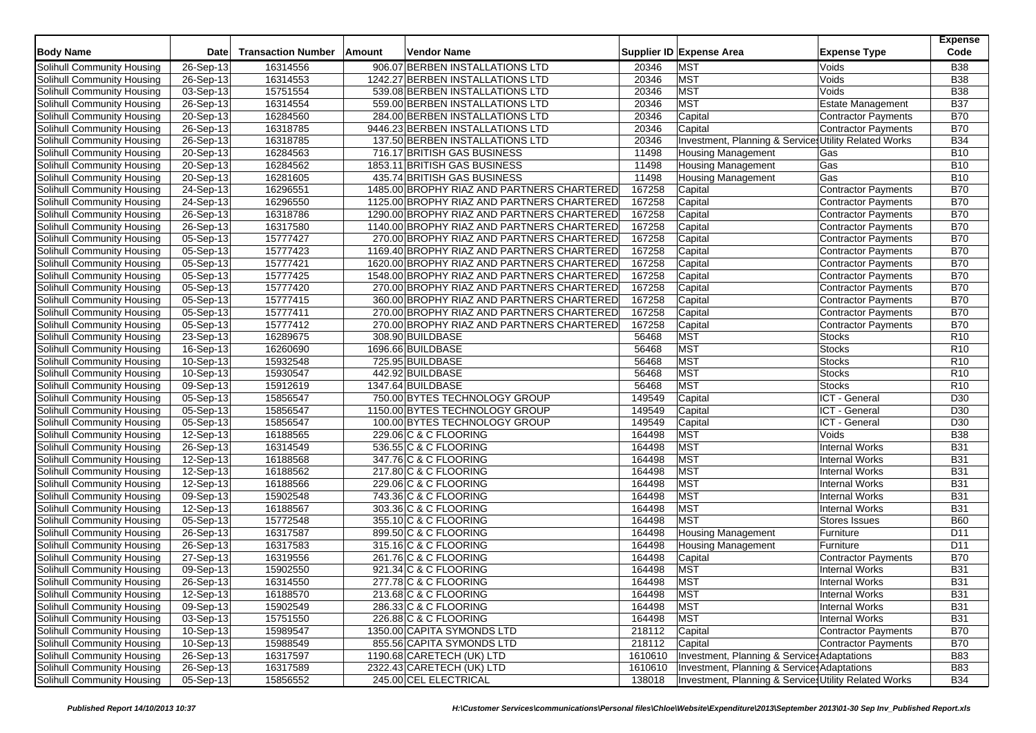| Body Name | Date | Transaction Number | Amount | Vendor Name | Supplier ID | Expense Area | Expense Type | Expense Code |
|---|---|---|---|---|---|---|---|---|
| Solihull Community Housing | 26-Sep-13 | 16314556 | 906.07 | BERBEN INSTALLATIONS LTD | 20346 | MST | Voids | B38 |
| Solihull Community Housing | 26-Sep-13 | 16314553 | 1242.27 | BERBEN INSTALLATIONS LTD | 20346 | MST | Voids | B38 |
| Solihull Community Housing | 03-Sep-13 | 15751554 | 539.08 | BERBEN INSTALLATIONS LTD | 20346 | MST | Voids | B38 |
| Solihull Community Housing | 26-Sep-13 | 16314554 | 559.00 | BERBEN INSTALLATIONS LTD | 20346 | MST | Estate Management | B37 |
| Solihull Community Housing | 20-Sep-13 | 16284560 | 284.00 | BERBEN INSTALLATIONS LTD | 20346 | Capital | Contractor Payments | B70 |
| Solihull Community Housing | 26-Sep-13 | 16318785 | 9446.23 | BERBEN INSTALLATIONS LTD | 20346 | Capital | Contractor Payments | B70 |
| Solihull Community Housing | 26-Sep-13 | 16318785 | 137.50 | BERBEN INSTALLATIONS LTD | 20346 | Investment, Planning & Services | Utility Related Works | B34 |
| Solihull Community Housing | 20-Sep-13 | 16284563 | 716.17 | BRITISH GAS BUSINESS | 11498 | Housing Management | Gas | B10 |
| Solihull Community Housing | 20-Sep-13 | 16284562 | 1853.11 | BRITISH GAS BUSINESS | 11498 | Housing Management | Gas | B10 |
| Solihull Community Housing | 20-Sep-13 | 16281605 | 435.74 | BRITISH GAS BUSINESS | 11498 | Housing Management | Gas | B10 |
| Solihull Community Housing | 24-Sep-13 | 16296551 | 1485.00 | BROPHY RIAZ AND PARTNERS CHARTERED | 167258 | Capital | Contractor Payments | B70 |
| Solihull Community Housing | 24-Sep-13 | 16296550 | 1125.00 | BROPHY RIAZ AND PARTNERS CHARTERED | 167258 | Capital | Contractor Payments | B70 |
| Solihull Community Housing | 26-Sep-13 | 16318786 | 1290.00 | BROPHY RIAZ AND PARTNERS CHARTERED | 167258 | Capital | Contractor Payments | B70 |
| Solihull Community Housing | 26-Sep-13 | 16317580 | 1140.00 | BROPHY RIAZ AND PARTNERS CHARTERED | 167258 | Capital | Contractor Payments | B70 |
| Solihull Community Housing | 05-Sep-13 | 15777427 | 270.00 | BROPHY RIAZ AND PARTNERS CHARTERED | 167258 | Capital | Contractor Payments | B70 |
| Solihull Community Housing | 05-Sep-13 | 15777423 | 1169.40 | BROPHY RIAZ AND PARTNERS CHARTERED | 167258 | Capital | Contractor Payments | B70 |
| Solihull Community Housing | 05-Sep-13 | 15777421 | 1620.00 | BROPHY RIAZ AND PARTNERS CHARTERED | 167258 | Capital | Contractor Payments | B70 |
| Solihull Community Housing | 05-Sep-13 | 15777425 | 1548.00 | BROPHY RIAZ AND PARTNERS CHARTERED | 167258 | Capital | Contractor Payments | B70 |
| Solihull Community Housing | 05-Sep-13 | 15777420 | 270.00 | BROPHY RIAZ AND PARTNERS CHARTERED | 167258 | Capital | Contractor Payments | B70 |
| Solihull Community Housing | 05-Sep-13 | 15777415 | 360.00 | BROPHY RIAZ AND PARTNERS CHARTERED | 167258 | Capital | Contractor Payments | B70 |
| Solihull Community Housing | 05-Sep-13 | 15777411 | 270.00 | BROPHY RIAZ AND PARTNERS CHARTERED | 167258 | Capital | Contractor Payments | B70 |
| Solihull Community Housing | 05-Sep-13 | 15777412 | 270.00 | BROPHY RIAZ AND PARTNERS CHARTERED | 167258 | Capital | Contractor Payments | B70 |
| Solihull Community Housing | 23-Sep-13 | 16289675 | 308.90 | BUILDBASE | 56468 | MST | Stocks | R10 |
| Solihull Community Housing | 16-Sep-13 | 16260690 | 1696.66 | BUILDBASE | 56468 | MST | Stocks | R10 |
| Solihull Community Housing | 10-Sep-13 | 15932548 | 725.95 | BUILDBASE | 56468 | MST | Stocks | R10 |
| Solihull Community Housing | 10-Sep-13 | 15930547 | 442.92 | BUILDBASE | 56468 | MST | Stocks | R10 |
| Solihull Community Housing | 09-Sep-13 | 15912619 | 1347.64 | BUILDBASE | 56468 | MST | Stocks | R10 |
| Solihull Community Housing | 05-Sep-13 | 15856547 | 750.00 | BYTES TECHNOLOGY GROUP | 149549 | Capital | ICT - General | D30 |
| Solihull Community Housing | 05-Sep-13 | 15856547 | 1150.00 | BYTES TECHNOLOGY GROUP | 149549 | Capital | ICT - General | D30 |
| Solihull Community Housing | 05-Sep-13 | 15856547 | 100.00 | BYTES TECHNOLOGY GROUP | 149549 | Capital | ICT - General | D30 |
| Solihull Community Housing | 12-Sep-13 | 16188565 | 229.06 | C & C FLOORING | 164498 | MST | Voids | B38 |
| Solihull Community Housing | 26-Sep-13 | 16314549 | 536.55 | C & C FLOORING | 164498 | MST | Internal Works | B31 |
| Solihull Community Housing | 12-Sep-13 | 16188568 | 347.76 | C & C FLOORING | 164498 | MST | Internal Works | B31 |
| Solihull Community Housing | 12-Sep-13 | 16188562 | 217.80 | C & C FLOORING | 164498 | MST | Internal Works | B31 |
| Solihull Community Housing | 12-Sep-13 | 16188566 | 229.06 | C & C FLOORING | 164498 | MST | Internal Works | B31 |
| Solihull Community Housing | 09-Sep-13 | 15902548 | 743.36 | C & C FLOORING | 164498 | MST | Internal Works | B31 |
| Solihull Community Housing | 12-Sep-13 | 16188567 | 303.36 | C & C FLOORING | 164498 | MST | Internal Works | B31 |
| Solihull Community Housing | 05-Sep-13 | 15772548 | 355.10 | C & C FLOORING | 164498 | MST | Stores Issues | B60 |
| Solihull Community Housing | 26-Sep-13 | 16317587 | 899.50 | C & C FLOORING | 164498 | Housing Management | Furniture | D11 |
| Solihull Community Housing | 26-Sep-13 | 16317583 | 315.16 | C & C FLOORING | 164498 | Housing Management | Furniture | D11 |
| Solihull Community Housing | 27-Sep-13 | 16319556 | 261.76 | C & C FLOORING | 164498 | Capital | Contractor Payments | B70 |
| Solihull Community Housing | 09-Sep-13 | 15902550 | 921.34 | C & C FLOORING | 164498 | MST | Internal Works | B31 |
| Solihull Community Housing | 26-Sep-13 | 16314550 | 277.78 | C & C FLOORING | 164498 | MST | Internal Works | B31 |
| Solihull Community Housing | 12-Sep-13 | 16188570 | 213.68 | C & C FLOORING | 164498 | MST | Internal Works | B31 |
| Solihull Community Housing | 09-Sep-13 | 15902549 | 286.33 | C & C FLOORING | 164498 | MST | Internal Works | B31 |
| Solihull Community Housing | 03-Sep-13 | 15751550 | 226.88 | C & C FLOORING | 164498 | MST | Internal Works | B31 |
| Solihull Community Housing | 10-Sep-13 | 15989547 | 1350.00 | CAPITA SYMONDS LTD | 218112 | Capital | Contractor Payments | B70 |
| Solihull Community Housing | 10-Sep-13 | 15988549 | 855.56 | CAPITA SYMONDS LTD | 218112 | Capital | Contractor Payments | B70 |
| Solihull Community Housing | 26-Sep-13 | 16317597 | 1190.68 | CARETECH (UK) LTD | 1610610 | Investment, Planning & Services | Adaptations | B83 |
| Solihull Community Housing | 26-Sep-13 | 16317589 | 2322.43 | CARETECH (UK) LTD | 1610610 | Investment, Planning & Services | Adaptations | B83 |
| Solihull Community Housing | 05-Sep-13 | 15856552 | 245.00 | CEL ELECTRICAL | 138018 | Investment, Planning & Services | Utility Related Works | B34 |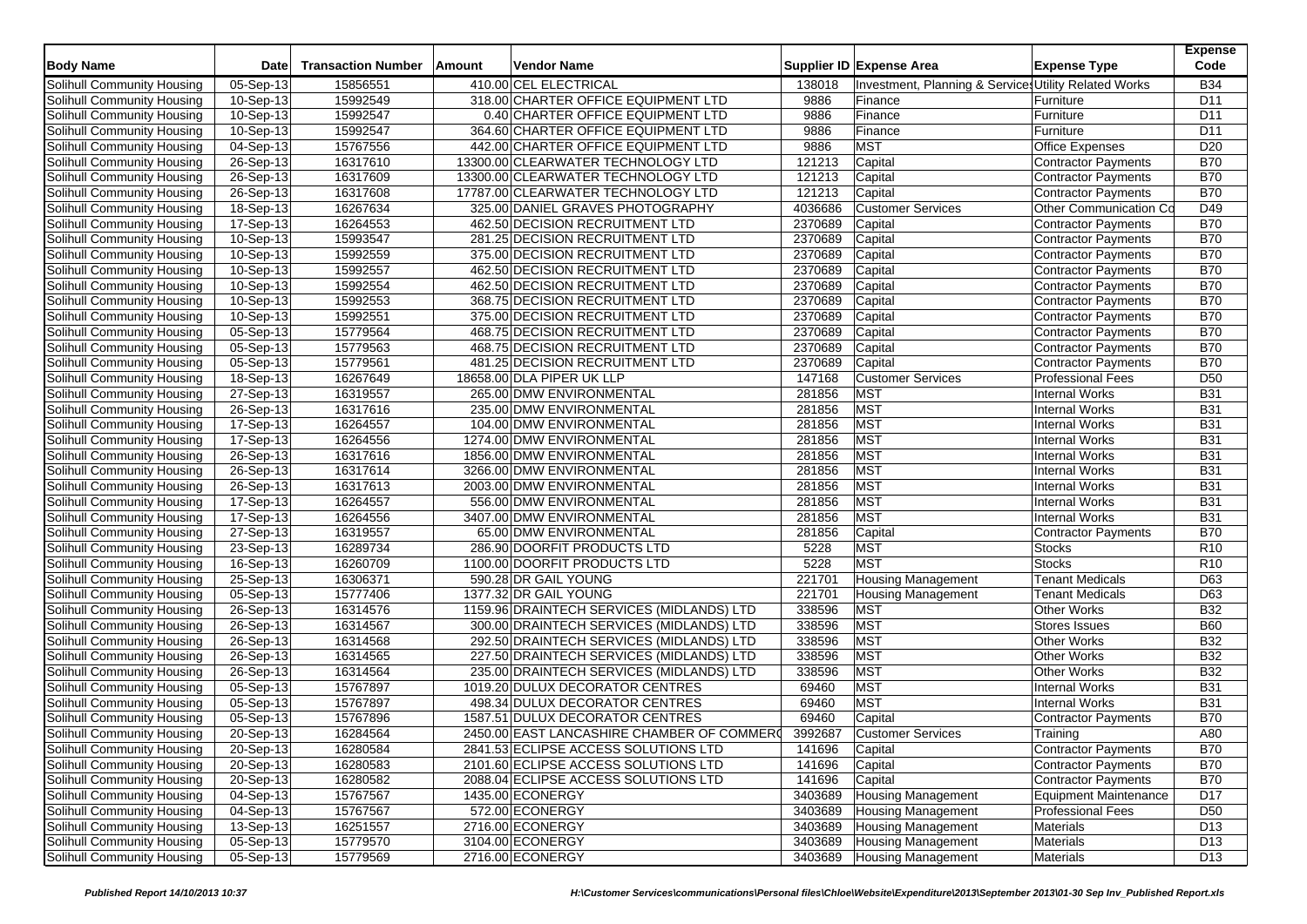| Body Name | Date | Transaction Number | Amount | Vendor Name | Supplier ID | Expense Area | Expense Type | Expense Code |
|---|---|---|---|---|---|---|---|---|
| Solihull Community Housing | 05-Sep-13 | 15856551 | 410.00 | CEL ELECTRICAL | 138018 | Investment, Planning & Services | Utility Related Works | B34 |
| Solihull Community Housing | 10-Sep-13 | 15992549 | 318.00 | CHARTER OFFICE EQUIPMENT LTD | 9886 | Finance | Furniture | D11 |
| Solihull Community Housing | 10-Sep-13 | 15992547 | 0.40 | CHARTER OFFICE EQUIPMENT LTD | 9886 | Finance | Furniture | D11 |
| Solihull Community Housing | 10-Sep-13 | 15992547 | 364.60 | CHARTER OFFICE EQUIPMENT LTD | 9886 | Finance | Furniture | D11 |
| Solihull Community Housing | 04-Sep-13 | 15767556 | 442.00 | CHARTER OFFICE EQUIPMENT LTD | 9886 | MST | Office Expenses | D20 |
| Solihull Community Housing | 26-Sep-13 | 16317610 | 13300.00 | CLEARWATER TECHNOLOGY LTD | 121213 | Capital | Contractor Payments | B70 |
| Solihull Community Housing | 26-Sep-13 | 16317609 | 13300.00 | CLEARWATER TECHNOLOGY LTD | 121213 | Capital | Contractor Payments | B70 |
| Solihull Community Housing | 26-Sep-13 | 16317608 | 17787.00 | CLEARWATER TECHNOLOGY LTD | 121213 | Capital | Contractor Payments | B70 |
| Solihull Community Housing | 18-Sep-13 | 16267634 | 325.00 | DANIEL GRAVES PHOTOGRAPHY | 4036686 | Customer Services | Other Communication Co | D49 |
| Solihull Community Housing | 17-Sep-13 | 16264553 | 462.50 | DECISION RECRUITMENT LTD | 2370689 | Capital | Contractor Payments | B70 |
| Solihull Community Housing | 10-Sep-13 | 15993547 | 281.25 | DECISION RECRUITMENT LTD | 2370689 | Capital | Contractor Payments | B70 |
| Solihull Community Housing | 10-Sep-13 | 15992559 | 375.00 | DECISION RECRUITMENT LTD | 2370689 | Capital | Contractor Payments | B70 |
| Solihull Community Housing | 10-Sep-13 | 15992557 | 462.50 | DECISION RECRUITMENT LTD | 2370689 | Capital | Contractor Payments | B70 |
| Solihull Community Housing | 10-Sep-13 | 15992554 | 462.50 | DECISION RECRUITMENT LTD | 2370689 | Capital | Contractor Payments | B70 |
| Solihull Community Housing | 10-Sep-13 | 15992553 | 368.75 | DECISION RECRUITMENT LTD | 2370689 | Capital | Contractor Payments | B70 |
| Solihull Community Housing | 10-Sep-13 | 15992551 | 375.00 | DECISION RECRUITMENT LTD | 2370689 | Capital | Contractor Payments | B70 |
| Solihull Community Housing | 05-Sep-13 | 15779564 | 468.75 | DECISION RECRUITMENT LTD | 2370689 | Capital | Contractor Payments | B70 |
| Solihull Community Housing | 05-Sep-13 | 15779563 | 468.75 | DECISION RECRUITMENT LTD | 2370689 | Capital | Contractor Payments | B70 |
| Solihull Community Housing | 05-Sep-13 | 15779561 | 481.25 | DECISION RECRUITMENT LTD | 2370689 | Capital | Contractor Payments | B70 |
| Solihull Community Housing | 18-Sep-13 | 16267649 | 18658.00 | DLA PIPER UK LLP | 147168 | Customer Services | Professional Fees | D50 |
| Solihull Community Housing | 27-Sep-13 | 16319557 | 265.00 | DMW ENVIRONMENTAL | 281856 | MST | Internal Works | B31 |
| Solihull Community Housing | 26-Sep-13 | 16317616 | 235.00 | DMW ENVIRONMENTAL | 281856 | MST | Internal Works | B31 |
| Solihull Community Housing | 17-Sep-13 | 16264557 | 104.00 | DMW ENVIRONMENTAL | 281856 | MST | Internal Works | B31 |
| Solihull Community Housing | 17-Sep-13 | 16264556 | 1274.00 | DMW ENVIRONMENTAL | 281856 | MST | Internal Works | B31 |
| Solihull Community Housing | 26-Sep-13 | 16317616 | 1856.00 | DMW ENVIRONMENTAL | 281856 | MST | Internal Works | B31 |
| Solihull Community Housing | 26-Sep-13 | 16317614 | 3266.00 | DMW ENVIRONMENTAL | 281856 | MST | Internal Works | B31 |
| Solihull Community Housing | 26-Sep-13 | 16317613 | 2003.00 | DMW ENVIRONMENTAL | 281856 | MST | Internal Works | B31 |
| Solihull Community Housing | 17-Sep-13 | 16264557 | 556.00 | DMW ENVIRONMENTAL | 281856 | MST | Internal Works | B31 |
| Solihull Community Housing | 17-Sep-13 | 16264556 | 3407.00 | DMW ENVIRONMENTAL | 281856 | MST | Internal Works | B31 |
| Solihull Community Housing | 27-Sep-13 | 16319557 | 65.00 | DMW ENVIRONMENTAL | 281856 | Capital | Contractor Payments | B70 |
| Solihull Community Housing | 23-Sep-13 | 16289734 | 286.90 | DOORFIT PRODUCTS LTD | 5228 | MST | Stocks | R10 |
| Solihull Community Housing | 16-Sep-13 | 16260709 | 1100.00 | DOORFIT PRODUCTS LTD | 5228 | MST | Stocks | R10 |
| Solihull Community Housing | 25-Sep-13 | 16306371 | 590.28 | DR GAIL YOUNG | 221701 | Housing Management | Tenant Medicals | D63 |
| Solihull Community Housing | 05-Sep-13 | 15777406 | 1377.32 | DR GAIL YOUNG | 221701 | Housing Management | Tenant Medicals | D63 |
| Solihull Community Housing | 26-Sep-13 | 16314576 | 1159.96 | DRAINTECH SERVICES (MIDLANDS) LTD | 338596 | MST | Other Works | B32 |
| Solihull Community Housing | 26-Sep-13 | 16314567 | 300.00 | DRAINTECH SERVICES (MIDLANDS) LTD | 338596 | MST | Stores Issues | B60 |
| Solihull Community Housing | 26-Sep-13 | 16314568 | 292.50 | DRAINTECH SERVICES (MIDLANDS) LTD | 338596 | MST | Other Works | B32 |
| Solihull Community Housing | 26-Sep-13 | 16314565 | 227.50 | DRAINTECH SERVICES (MIDLANDS) LTD | 338596 | MST | Other Works | B32 |
| Solihull Community Housing | 26-Sep-13 | 16314564 | 235.00 | DRAINTECH SERVICES (MIDLANDS) LTD | 338596 | MST | Other Works | B32 |
| Solihull Community Housing | 05-Sep-13 | 15767897 | 1019.20 | DULUX DECORATOR CENTRES | 69460 | MST | Internal Works | B31 |
| Solihull Community Housing | 05-Sep-13 | 15767897 | 498.34 | DULUX DECORATOR CENTRES | 69460 | MST | Internal Works | B31 |
| Solihull Community Housing | 05-Sep-13 | 15767896 | 1587.51 | DULUX DECORATOR CENTRES | 69460 | Capital | Contractor Payments | B70 |
| Solihull Community Housing | 20-Sep-13 | 16284564 | 2450.00 | EAST LANCASHIRE CHAMBER OF COMMERC | 3992687 | Customer Services | Training | A80 |
| Solihull Community Housing | 20-Sep-13 | 16280584 | 2841.53 | ECLIPSE ACCESS SOLUTIONS LTD | 141696 | Capital | Contractor Payments | B70 |
| Solihull Community Housing | 20-Sep-13 | 16280583 | 2101.60 | ECLIPSE ACCESS SOLUTIONS LTD | 141696 | Capital | Contractor Payments | B70 |
| Solihull Community Housing | 20-Sep-13 | 16280582 | 2088.04 | ECLIPSE ACCESS SOLUTIONS LTD | 141696 | Capital | Contractor Payments | B70 |
| Solihull Community Housing | 04-Sep-13 | 15767567 | 1435.00 | ECONERGY | 3403689 | Housing Management | Equipment Maintenance | D17 |
| Solihull Community Housing | 04-Sep-13 | 15767567 | 572.00 | ECONERGY | 3403689 | Housing Management | Professional Fees | D50 |
| Solihull Community Housing | 13-Sep-13 | 16251557 | 2716.00 | ECONERGY | 3403689 | Housing Management | Materials | D13 |
| Solihull Community Housing | 05-Sep-13 | 15779570 | 3104.00 | ECONERGY | 3403689 | Housing Management | Materials | D13 |
| Solihull Community Housing | 05-Sep-13 | 15779569 | 2716.00 | ECONERGY | 3403689 | Housing Management | Materials | D13 |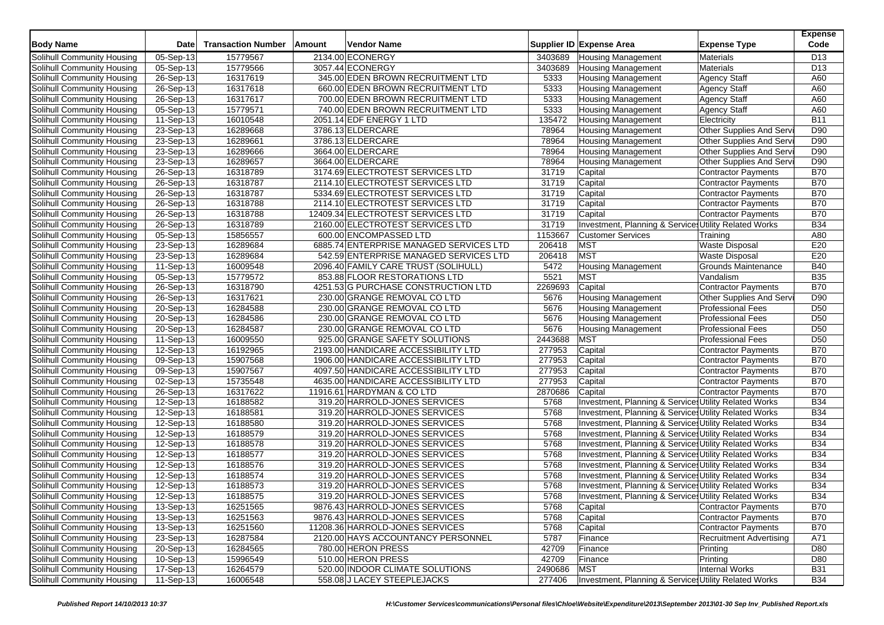| Body Name | Date | Transaction Number | Amount | Vendor Name | Supplier ID | Expense Area | Expense Type | Expense Code |
|---|---|---|---|---|---|---|---|---|
| Solihull Community Housing | 05-Sep-13 | 15779567 | 2134.00 | ECONERGY | 3403689 | Housing Management | Materials | D13 |
| Solihull Community Housing | 05-Sep-13 | 15779566 | 3057.44 | ECONERGY | 3403689 | Housing Management | Materials | D13 |
| Solihull Community Housing | 26-Sep-13 | 16317619 | 345.00 | EDEN BROWN RECRUITMENT LTD | 5333 | Housing Management | Agency Staff | A60 |
| Solihull Community Housing | 26-Sep-13 | 16317618 | 660.00 | EDEN BROWN RECRUITMENT LTD | 5333 | Housing Management | Agency Staff | A60 |
| Solihull Community Housing | 26-Sep-13 | 16317617 | 700.00 | EDEN BROWN RECRUITMENT LTD | 5333 | Housing Management | Agency Staff | A60 |
| Solihull Community Housing | 05-Sep-13 | 15779571 | 740.00 | EDEN BROWN RECRUITMENT LTD | 5333 | Housing Management | Agency Staff | A60 |
| Solihull Community Housing | 11-Sep-13 | 16010548 | 2051.14 | EDF ENERGY 1 LTD | 135472 | Housing Management | Electricity | B11 |
| Solihull Community Housing | 23-Sep-13 | 16289668 | 3786.13 | ELDERCARE | 78964 | Housing Management | Other Supplies And Servi | D90 |
| Solihull Community Housing | 23-Sep-13 | 16289661 | 3786.13 | ELDERCARE | 78964 | Housing Management | Other Supplies And Servi | D90 |
| Solihull Community Housing | 23-Sep-13 | 16289666 | 3664.00 | ELDERCARE | 78964 | Housing Management | Other Supplies And Servi | D90 |
| Solihull Community Housing | 23-Sep-13 | 16289657 | 3664.00 | ELDERCARE | 78964 | Housing Management | Other Supplies And Servi | D90 |
| Solihull Community Housing | 26-Sep-13 | 16318789 | 3174.69 | ELECTROTEST SERVICES LTD | 31719 | Capital | Contractor Payments | B70 |
| Solihull Community Housing | 26-Sep-13 | 16318787 | 2114.10 | ELECTROTEST SERVICES LTD | 31719 | Capital | Contractor Payments | B70 |
| Solihull Community Housing | 26-Sep-13 | 16318787 | 5334.69 | ELECTROTEST SERVICES LTD | 31719 | Capital | Contractor Payments | B70 |
| Solihull Community Housing | 26-Sep-13 | 16318788 | 2114.10 | ELECTROTEST SERVICES LTD | 31719 | Capital | Contractor Payments | B70 |
| Solihull Community Housing | 26-Sep-13 | 16318788 | 12409.34 | ELECTROTEST SERVICES LTD | 31719 | Capital | Contractor Payments | B70 |
| Solihull Community Housing | 26-Sep-13 | 16318789 | 2160.00 | ELECTROTEST SERVICES LTD | 31719 | Investment, Planning & Services | Utility Related Works | B34 |
| Solihull Community Housing | 05-Sep-13 | 15856557 | 600.00 | ENCOMPASSED LTD | 1153667 | Customer Services | Training | A80 |
| Solihull Community Housing | 23-Sep-13 | 16289684 | 6885.74 | ENTERPRISE MANAGED SERVICES LTD | 206418 | MST | Waste Disposal | E20 |
| Solihull Community Housing | 23-Sep-13 | 16289684 | 542.59 | ENTERPRISE MANAGED SERVICES LTD | 206418 | MST | Waste Disposal | E20 |
| Solihull Community Housing | 11-Sep-13 | 16009548 | 2096.40 | FAMILY CARE TRUST (SOLIHULL) | 5472 | Housing Management | Grounds Maintenance | B40 |
| Solihull Community Housing | 05-Sep-13 | 15779572 | 853.88 | FLOOR RESTORATIONS LTD | 5521 | MST | Vandalism | B35 |
| Solihull Community Housing | 26-Sep-13 | 16318790 | 4251.53 | G PURCHASE CONSTRUCTION LTD | 2269693 | Capital | Contractor Payments | B70 |
| Solihull Community Housing | 26-Sep-13 | 16317621 | 230.00 | GRANGE REMOVAL CO LTD | 5676 | Housing Management | Other Supplies And Servi | D90 |
| Solihull Community Housing | 20-Sep-13 | 16284588 | 230.00 | GRANGE REMOVAL CO LTD | 5676 | Housing Management | Professional Fees | D50 |
| Solihull Community Housing | 20-Sep-13 | 16284586 | 230.00 | GRANGE REMOVAL CO LTD | 5676 | Housing Management | Professional Fees | D50 |
| Solihull Community Housing | 20-Sep-13 | 16284587 | 230.00 | GRANGE REMOVAL CO LTD | 5676 | Housing Management | Professional Fees | D50 |
| Solihull Community Housing | 11-Sep-13 | 16009550 | 925.00 | GRANGE SAFETY SOLUTIONS | 2443688 | MST | Professional Fees | D50 |
| Solihull Community Housing | 12-Sep-13 | 16192965 | 2193.00 | HANDICARE ACCESSIBILITY LTD | 277953 | Capital | Contractor Payments | B70 |
| Solihull Community Housing | 09-Sep-13 | 15907568 | 1906.00 | HANDICARE ACCESSIBILITY LTD | 277953 | Capital | Contractor Payments | B70 |
| Solihull Community Housing | 09-Sep-13 | 15907567 | 4097.50 | HANDICARE ACCESSIBILITY LTD | 277953 | Capital | Contractor Payments | B70 |
| Solihull Community Housing | 02-Sep-13 | 15735548 | 4635.00 | HANDICARE ACCESSIBILITY LTD | 277953 | Capital | Contractor Payments | B70 |
| Solihull Community Housing | 26-Sep-13 | 16317622 | 11916.61 | HARDYMAN & CO LTD | 2870686 | Capital | Contractor Payments | B70 |
| Solihull Community Housing | 12-Sep-13 | 16188582 | 319.20 | HARROLD-JONES SERVICES | 5768 | Investment, Planning & Services | Utility Related Works | B34 |
| Solihull Community Housing | 12-Sep-13 | 16188581 | 319.20 | HARROLD-JONES SERVICES | 5768 | Investment, Planning & Services | Utility Related Works | B34 |
| Solihull Community Housing | 12-Sep-13 | 16188580 | 319.20 | HARROLD-JONES SERVICES | 5768 | Investment, Planning & Services | Utility Related Works | B34 |
| Solihull Community Housing | 12-Sep-13 | 16188579 | 319.20 | HARROLD-JONES SERVICES | 5768 | Investment, Planning & Services | Utility Related Works | B34 |
| Solihull Community Housing | 12-Sep-13 | 16188578 | 319.20 | HARROLD-JONES SERVICES | 5768 | Investment, Planning & Services | Utility Related Works | B34 |
| Solihull Community Housing | 12-Sep-13 | 16188577 | 319.20 | HARROLD-JONES SERVICES | 5768 | Investment, Planning & Services | Utility Related Works | B34 |
| Solihull Community Housing | 12-Sep-13 | 16188576 | 319.20 | HARROLD-JONES SERVICES | 5768 | Investment, Planning & Services | Utility Related Works | B34 |
| Solihull Community Housing | 12-Sep-13 | 16188574 | 319.20 | HARROLD-JONES SERVICES | 5768 | Investment, Planning & Services | Utility Related Works | B34 |
| Solihull Community Housing | 12-Sep-13 | 16188573 | 319.20 | HARROLD-JONES SERVICES | 5768 | Investment, Planning & Services | Utility Related Works | B34 |
| Solihull Community Housing | 12-Sep-13 | 16188575 | 319.20 | HARROLD-JONES SERVICES | 5768 | Investment, Planning & Services | Utility Related Works | B34 |
| Solihull Community Housing | 13-Sep-13 | 16251565 | 9876.43 | HARROLD-JONES SERVICES | 5768 | Capital | Contractor Payments | B70 |
| Solihull Community Housing | 13-Sep-13 | 16251563 | 9876.43 | HARROLD-JONES SERVICES | 5768 | Capital | Contractor Payments | B70 |
| Solihull Community Housing | 13-Sep-13 | 16251560 | 11208.36 | HARROLD-JONES SERVICES | 5768 | Capital | Contractor Payments | B70 |
| Solihull Community Housing | 23-Sep-13 | 16287584 | 2120.00 | HAYS ACCOUNTANCY PERSONNEL | 5787 | Finance | Recruitment Advertising | A71 |
| Solihull Community Housing | 20-Sep-13 | 16284565 | 780.00 | HERON PRESS | 42709 | Finance | Printing | D80 |
| Solihull Community Housing | 10-Sep-13 | 15996549 | 510.00 | HERON PRESS | 42709 | Finance | Printing | D80 |
| Solihull Community Housing | 17-Sep-13 | 16264579 | 520.00 | INDOOR CLIMATE SOLUTIONS | 2490686 | MST | Internal Works | B31 |
| Solihull Community Housing | 11-Sep-13 | 16006548 | 558.08 | J LACEY STEEPLEJACKS | 277406 | Investment, Planning & Services | Utility Related Works | B34 |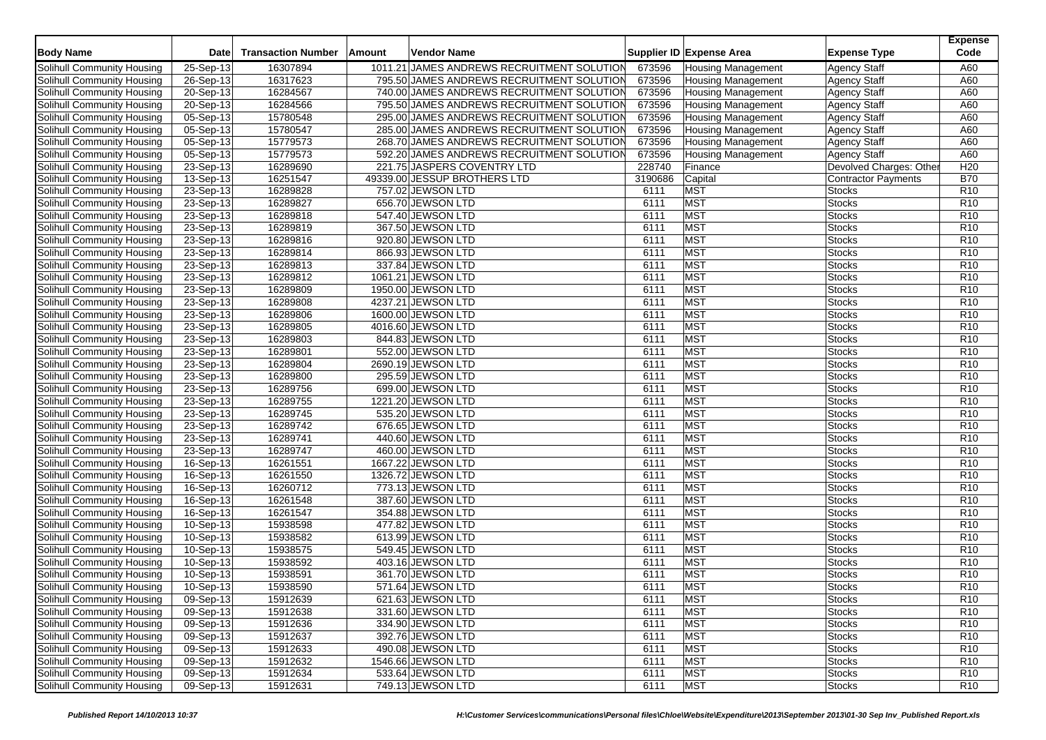| Body Name | Date | Transaction Number | Amount | Vendor Name | Supplier ID | Expense Area | Expense Type | Expense Code |
|---|---|---|---|---|---|---|---|---|
| Solihull Community Housing | 25-Sep-13 | 16307894 | 1011.21 | JAMES ANDREWS RECRUITMENT SOLUTION | 673596 | Housing Management | Agency Staff | A60 |
| Solihull Community Housing | 26-Sep-13 | 16317623 | 795.50 | JAMES ANDREWS RECRUITMENT SOLUTION | 673596 | Housing Management | Agency Staff | A60 |
| Solihull Community Housing | 20-Sep-13 | 16284567 | 740.00 | JAMES ANDREWS RECRUITMENT SOLUTION | 673596 | Housing Management | Agency Staff | A60 |
| Solihull Community Housing | 20-Sep-13 | 16284566 | 795.50 | JAMES ANDREWS RECRUITMENT SOLUTION | 673596 | Housing Management | Agency Staff | A60 |
| Solihull Community Housing | 05-Sep-13 | 15780548 | 295.00 | JAMES ANDREWS RECRUITMENT SOLUTION | 673596 | Housing Management | Agency Staff | A60 |
| Solihull Community Housing | 05-Sep-13 | 15780547 | 285.00 | JAMES ANDREWS RECRUITMENT SOLUTION | 673596 | Housing Management | Agency Staff | A60 |
| Solihull Community Housing | 05-Sep-13 | 15779573 | 268.70 | JAMES ANDREWS RECRUITMENT SOLUTION | 673596 | Housing Management | Agency Staff | A60 |
| Solihull Community Housing | 05-Sep-13 | 15779573 | 592.20 | JAMES ANDREWS RECRUITMENT SOLUTION | 673596 | Housing Management | Agency Staff | A60 |
| Solihull Community Housing | 23-Sep-13 | 16289690 | 221.75 | JASPERS COVENTRY LTD | 228740 | Finance | Devolved Charges: Other | H20 |
| Solihull Community Housing | 13-Sep-13 | 16251547 | 49339.00 | JESSUP BROTHERS LTD | 3190686 | Capital | Contractor Payments | B70 |
| Solihull Community Housing | 23-Sep-13 | 16289828 | 757.02 | JEWSON LTD | 6111 | MST | Stocks | R10 |
| Solihull Community Housing | 23-Sep-13 | 16289827 | 656.70 | JEWSON LTD | 6111 | MST | Stocks | R10 |
| Solihull Community Housing | 23-Sep-13 | 16289818 | 547.40 | JEWSON LTD | 6111 | MST | Stocks | R10 |
| Solihull Community Housing | 23-Sep-13 | 16289819 | 367.50 | JEWSON LTD | 6111 | MST | Stocks | R10 |
| Solihull Community Housing | 23-Sep-13 | 16289816 | 920.80 | JEWSON LTD | 6111 | MST | Stocks | R10 |
| Solihull Community Housing | 23-Sep-13 | 16289814 | 866.93 | JEWSON LTD | 6111 | MST | Stocks | R10 |
| Solihull Community Housing | 23-Sep-13 | 16289813 | 337.84 | JEWSON LTD | 6111 | MST | Stocks | R10 |
| Solihull Community Housing | 23-Sep-13 | 16289812 | 1061.21 | JEWSON LTD | 6111 | MST | Stocks | R10 |
| Solihull Community Housing | 23-Sep-13 | 16289809 | 1950.00 | JEWSON LTD | 6111 | MST | Stocks | R10 |
| Solihull Community Housing | 23-Sep-13 | 16289808 | 4237.21 | JEWSON LTD | 6111 | MST | Stocks | R10 |
| Solihull Community Housing | 23-Sep-13 | 16289806 | 1600.00 | JEWSON LTD | 6111 | MST | Stocks | R10 |
| Solihull Community Housing | 23-Sep-13 | 16289805 | 4016.60 | JEWSON LTD | 6111 | MST | Stocks | R10 |
| Solihull Community Housing | 23-Sep-13 | 16289803 | 844.83 | JEWSON LTD | 6111 | MST | Stocks | R10 |
| Solihull Community Housing | 23-Sep-13 | 16289801 | 552.00 | JEWSON LTD | 6111 | MST | Stocks | R10 |
| Solihull Community Housing | 23-Sep-13 | 16289804 | 2690.19 | JEWSON LTD | 6111 | MST | Stocks | R10 |
| Solihull Community Housing | 23-Sep-13 | 16289800 | 295.59 | JEWSON LTD | 6111 | MST | Stocks | R10 |
| Solihull Community Housing | 23-Sep-13 | 16289756 | 699.00 | JEWSON LTD | 6111 | MST | Stocks | R10 |
| Solihull Community Housing | 23-Sep-13 | 16289755 | 1221.20 | JEWSON LTD | 6111 | MST | Stocks | R10 |
| Solihull Community Housing | 23-Sep-13 | 16289745 | 535.20 | JEWSON LTD | 6111 | MST | Stocks | R10 |
| Solihull Community Housing | 23-Sep-13 | 16289742 | 676.65 | JEWSON LTD | 6111 | MST | Stocks | R10 |
| Solihull Community Housing | 23-Sep-13 | 16289741 | 440.60 | JEWSON LTD | 6111 | MST | Stocks | R10 |
| Solihull Community Housing | 23-Sep-13 | 16289747 | 460.00 | JEWSON LTD | 6111 | MST | Stocks | R10 |
| Solihull Community Housing | 16-Sep-13 | 16261551 | 1667.22 | JEWSON LTD | 6111 | MST | Stocks | R10 |
| Solihull Community Housing | 16-Sep-13 | 16261550 | 1326.72 | JEWSON LTD | 6111 | MST | Stocks | R10 |
| Solihull Community Housing | 16-Sep-13 | 16260712 | 773.13 | JEWSON LTD | 6111 | MST | Stocks | R10 |
| Solihull Community Housing | 16-Sep-13 | 16261548 | 387.60 | JEWSON LTD | 6111 | MST | Stocks | R10 |
| Solihull Community Housing | 16-Sep-13 | 16261547 | 354.88 | JEWSON LTD | 6111 | MST | Stocks | R10 |
| Solihull Community Housing | 10-Sep-13 | 15938598 | 477.82 | JEWSON LTD | 6111 | MST | Stocks | R10 |
| Solihull Community Housing | 10-Sep-13 | 15938582 | 613.99 | JEWSON LTD | 6111 | MST | Stocks | R10 |
| Solihull Community Housing | 10-Sep-13 | 15938575 | 549.45 | JEWSON LTD | 6111 | MST | Stocks | R10 |
| Solihull Community Housing | 10-Sep-13 | 15938592 | 403.16 | JEWSON LTD | 6111 | MST | Stocks | R10 |
| Solihull Community Housing | 10-Sep-13 | 15938591 | 361.70 | JEWSON LTD | 6111 | MST | Stocks | R10 |
| Solihull Community Housing | 10-Sep-13 | 15938590 | 571.64 | JEWSON LTD | 6111 | MST | Stocks | R10 |
| Solihull Community Housing | 09-Sep-13 | 15912639 | 621.63 | JEWSON LTD | 6111 | MST | Stocks | R10 |
| Solihull Community Housing | 09-Sep-13 | 15912638 | 331.60 | JEWSON LTD | 6111 | MST | Stocks | R10 |
| Solihull Community Housing | 09-Sep-13 | 15912636 | 334.90 | JEWSON LTD | 6111 | MST | Stocks | R10 |
| Solihull Community Housing | 09-Sep-13 | 15912637 | 392.76 | JEWSON LTD | 6111 | MST | Stocks | R10 |
| Solihull Community Housing | 09-Sep-13 | 15912633 | 490.08 | JEWSON LTD | 6111 | MST | Stocks | R10 |
| Solihull Community Housing | 09-Sep-13 | 15912632 | 1546.66 | JEWSON LTD | 6111 | MST | Stocks | R10 |
| Solihull Community Housing | 09-Sep-13 | 15912634 | 533.64 | JEWSON LTD | 6111 | MST | Stocks | R10 |
| Solihull Community Housing | 09-Sep-13 | 15912631 | 749.13 | JEWSON LTD | 6111 | MST | Stocks | R10 |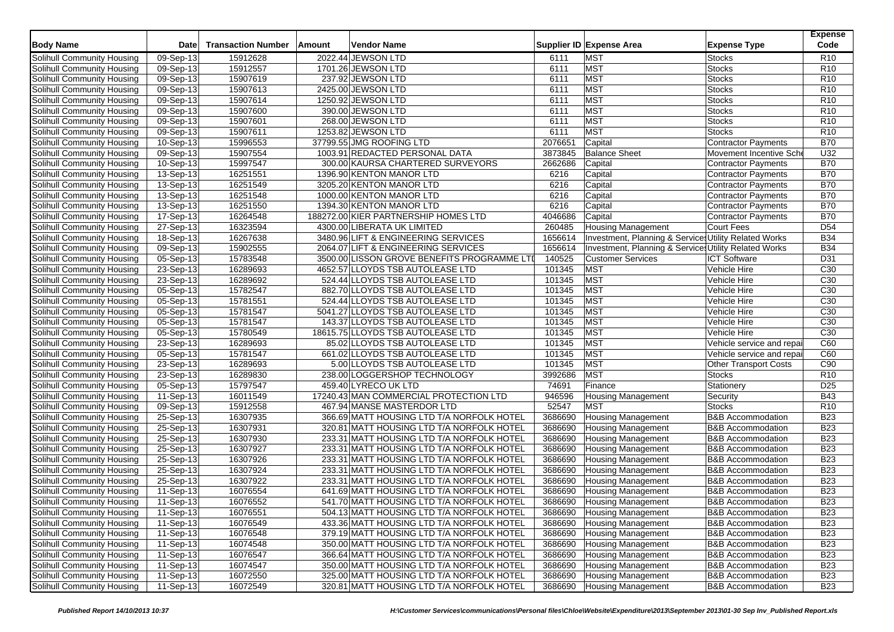| Body Name | Date | Transaction Number | Amount | Vendor Name | Supplier ID | Expense Area | Expense Type | Expense Code |
|---|---|---|---|---|---|---|---|---|
| Solihull Community Housing | 09-Sep-13 | 15912628 | 2022.44 | JEWSON LTD | 6111 | MST | Stocks | R10 |
| Solihull Community Housing | 09-Sep-13 | 15912557 | 1701.26 | JEWSON LTD | 6111 | MST | Stocks | R10 |
| Solihull Community Housing | 09-Sep-13 | 15907619 | 237.92 | JEWSON LTD | 6111 | MST | Stocks | R10 |
| Solihull Community Housing | 09-Sep-13 | 15907613 | 2425.00 | JEWSON LTD | 6111 | MST | Stocks | R10 |
| Solihull Community Housing | 09-Sep-13 | 15907614 | 1250.92 | JEWSON LTD | 6111 | MST | Stocks | R10 |
| Solihull Community Housing | 09-Sep-13 | 15907600 | 390.00 | JEWSON LTD | 6111 | MST | Stocks | R10 |
| Solihull Community Housing | 09-Sep-13 | 15907601 | 268.00 | JEWSON LTD | 6111 | MST | Stocks | R10 |
| Solihull Community Housing | 09-Sep-13 | 15907611 | 1253.82 | JEWSON LTD | 6111 | MST | Stocks | R10 |
| Solihull Community Housing | 10-Sep-13 | 15996553 | 37799.55 | JMG ROOFING LTD | 2076651 | Capital | Contractor Payments | B70 |
| Solihull Community Housing | 09-Sep-13 | 15907554 | 1003.91 | REDACTED PERSONAL DATA | 3873845 | Balance Sheet | Movement Incentive Sche | U32 |
| Solihull Community Housing | 10-Sep-13 | 15997547 | 300.00 | KAURSA CHARTERED SURVEYORS | 2662686 | Capital | Contractor Payments | B70 |
| Solihull Community Housing | 13-Sep-13 | 16251551 | 1396.90 | KENTON MANOR LTD | 6216 | Capital | Contractor Payments | B70 |
| Solihull Community Housing | 13-Sep-13 | 16251549 | 3205.20 | KENTON MANOR LTD | 6216 | Capital | Contractor Payments | B70 |
| Solihull Community Housing | 13-Sep-13 | 16251548 | 1000.00 | KENTON MANOR LTD | 6216 | Capital | Contractor Payments | B70 |
| Solihull Community Housing | 13-Sep-13 | 16251550 | 1394.30 | KENTON MANOR LTD | 6216 | Capital | Contractor Payments | B70 |
| Solihull Community Housing | 17-Sep-13 | 16264548 | 188272.00 | KIER PARTNERSHIP HOMES LTD | 4046686 | Capital | Contractor Payments | B70 |
| Solihull Community Housing | 27-Sep-13 | 16323594 | 4300.00 | LIBERATA UK LIMITED | 260485 | Housing Management | Court Fees | D54 |
| Solihull Community Housing | 18-Sep-13 | 16267638 | 3480.96 | LIFT & ENGINEERING SERVICES | 1656614 | Investment, Planning & Services | Utility Related Works | B34 |
| Solihull Community Housing | 09-Sep-13 | 15902555 | 2064.07 | LIFT & ENGINEERING SERVICES | 1656614 | Investment, Planning & Services | Utility Related Works | B34 |
| Solihull Community Housing | 05-Sep-13 | 15783548 | 3500.00 | LISSON GROVE BENEFITS PROGRAMME LTD | 140525 | Customer Services | ICT Software | D31 |
| Solihull Community Housing | 23-Sep-13 | 16289693 | 4652.57 | LLOYDS TSB AUTOLEASE LTD | 101345 | MST | Vehicle Hire | C30 |
| Solihull Community Housing | 23-Sep-13 | 16289692 | 524.44 | LLOYDS TSB AUTOLEASE LTD | 101345 | MST | Vehicle Hire | C30 |
| Solihull Community Housing | 05-Sep-13 | 15782547 | 882.70 | LLOYDS TSB AUTOLEASE LTD | 101345 | MST | Vehicle Hire | C30 |
| Solihull Community Housing | 05-Sep-13 | 15781551 | 524.44 | LLOYDS TSB AUTOLEASE LTD | 101345 | MST | Vehicle Hire | C30 |
| Solihull Community Housing | 05-Sep-13 | 15781547 | 5041.27 | LLOYDS TSB AUTOLEASE LTD | 101345 | MST | Vehicle Hire | C30 |
| Solihull Community Housing | 05-Sep-13 | 15781547 | 143.37 | LLOYDS TSB AUTOLEASE LTD | 101345 | MST | Vehicle Hire | C30 |
| Solihull Community Housing | 05-Sep-13 | 15780549 | 18615.75 | LLOYDS TSB AUTOLEASE LTD | 101345 | MST | Vehicle Hire | C30 |
| Solihull Community Housing | 23-Sep-13 | 16289693 | 85.02 | LLOYDS TSB AUTOLEASE LTD | 101345 | MST | Vehicle service and repai | C60 |
| Solihull Community Housing | 05-Sep-13 | 15781547 | 661.02 | LLOYDS TSB AUTOLEASE LTD | 101345 | MST | Vehicle service and repai | C60 |
| Solihull Community Housing | 23-Sep-13 | 16289693 | 5.00 | LLOYDS TSB AUTOLEASE LTD | 101345 | MST | Other Transport Costs | C90 |
| Solihull Community Housing | 23-Sep-13 | 16289830 | 238.00 | LOGGERSHOP TECHNOLOGY | 3992686 | MST | Stocks | R10 |
| Solihull Community Housing | 05-Sep-13 | 15797547 | 459.40 | LYRECO UK LTD | 74691 | Finance | Stationery | D25 |
| Solihull Community Housing | 11-Sep-13 | 16011549 | 17240.43 | MAN COMMERCIAL PROTECTION LTD | 946596 | Housing Management | Security | B43 |
| Solihull Community Housing | 09-Sep-13 | 15912558 | 467.94 | MANSE MASTERDOR LTD | 52547 | MST | Stocks | R10 |
| Solihull Community Housing | 25-Sep-13 | 16307935 | 366.69 | MATT HOUSING LTD T/A NORFOLK HOTEL | 3686690 | Housing Management | B&B Accommodation | B23 |
| Solihull Community Housing | 25-Sep-13 | 16307931 | 320.81 | MATT HOUSING LTD T/A NORFOLK HOTEL | 3686690 | Housing Management | B&B Accommodation | B23 |
| Solihull Community Housing | 25-Sep-13 | 16307930 | 233.31 | MATT HOUSING LTD T/A NORFOLK HOTEL | 3686690 | Housing Management | B&B Accommodation | B23 |
| Solihull Community Housing | 25-Sep-13 | 16307927 | 233.31 | MATT HOUSING LTD T/A NORFOLK HOTEL | 3686690 | Housing Management | B&B Accommodation | B23 |
| Solihull Community Housing | 25-Sep-13 | 16307926 | 233.31 | MATT HOUSING LTD T/A NORFOLK HOTEL | 3686690 | Housing Management | B&B Accommodation | B23 |
| Solihull Community Housing | 25-Sep-13 | 16307924 | 233.31 | MATT HOUSING LTD T/A NORFOLK HOTEL | 3686690 | Housing Management | B&B Accommodation | B23 |
| Solihull Community Housing | 25-Sep-13 | 16307922 | 233.31 | MATT HOUSING LTD T/A NORFOLK HOTEL | 3686690 | Housing Management | B&B Accommodation | B23 |
| Solihull Community Housing | 11-Sep-13 | 16076554 | 641.69 | MATT HOUSING LTD T/A NORFOLK HOTEL | 3686690 | Housing Management | B&B Accommodation | B23 |
| Solihull Community Housing | 11-Sep-13 | 16076552 | 541.70 | MATT HOUSING LTD T/A NORFOLK HOTEL | 3686690 | Housing Management | B&B Accommodation | B23 |
| Solihull Community Housing | 11-Sep-13 | 16076551 | 504.13 | MATT HOUSING LTD T/A NORFOLK HOTEL | 3686690 | Housing Management | B&B Accommodation | B23 |
| Solihull Community Housing | 11-Sep-13 | 16076549 | 433.36 | MATT HOUSING LTD T/A NORFOLK HOTEL | 3686690 | Housing Management | B&B Accommodation | B23 |
| Solihull Community Housing | 11-Sep-13 | 16076548 | 379.19 | MATT HOUSING LTD T/A NORFOLK HOTEL | 3686690 | Housing Management | B&B Accommodation | B23 |
| Solihull Community Housing | 11-Sep-13 | 16074548 | 350.00 | MATT HOUSING LTD T/A NORFOLK HOTEL | 3686690 | Housing Management | B&B Accommodation | B23 |
| Solihull Community Housing | 11-Sep-13 | 16076547 | 366.64 | MATT HOUSING LTD T/A NORFOLK HOTEL | 3686690 | Housing Management | B&B Accommodation | B23 |
| Solihull Community Housing | 11-Sep-13 | 16074547 | 350.00 | MATT HOUSING LTD T/A NORFOLK HOTEL | 3686690 | Housing Management | B&B Accommodation | B23 |
| Solihull Community Housing | 11-Sep-13 | 16072550 | 325.00 | MATT HOUSING LTD T/A NORFOLK HOTEL | 3686690 | Housing Management | B&B Accommodation | B23 |
| Solihull Community Housing | 11-Sep-13 | 16072549 | 320.81 | MATT HOUSING LTD T/A NORFOLK HOTEL | 3686690 | Housing Management | B&B Accommodation | B23 |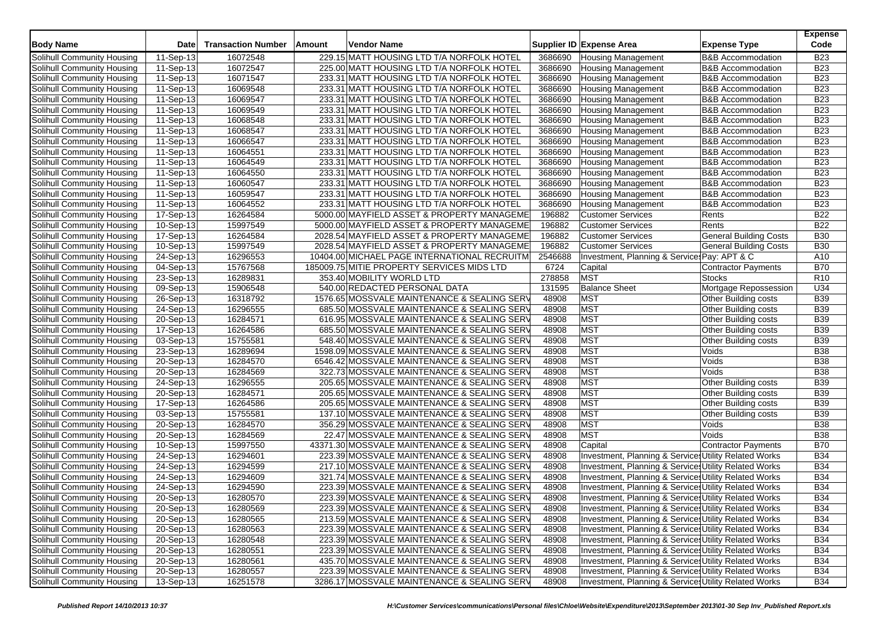| Body Name | Date | Transaction Number | Amount | Vendor Name | Supplier ID | Expense Area | Expense Type | Expense Code |
|---|---|---|---|---|---|---|---|---|
| Solihull Community Housing | 11-Sep-13 | 16072548 | 229.15 | MATT HOUSING LTD T/A NORFOLK HOTEL | 3686690 | Housing Management | B&B Accommodation | B23 |
| Solihull Community Housing | 11-Sep-13 | 16072547 | 225.00 | MATT HOUSING LTD T/A NORFOLK HOTEL | 3686690 | Housing Management | B&B Accommodation | B23 |
| Solihull Community Housing | 11-Sep-13 | 16071547 | 233.31 | MATT HOUSING LTD T/A NORFOLK HOTEL | 3686690 | Housing Management | B&B Accommodation | B23 |
| Solihull Community Housing | 11-Sep-13 | 16069548 | 233.31 | MATT HOUSING LTD T/A NORFOLK HOTEL | 3686690 | Housing Management | B&B Accommodation | B23 |
| Solihull Community Housing | 11-Sep-13 | 16069547 | 233.31 | MATT HOUSING LTD T/A NORFOLK HOTEL | 3686690 | Housing Management | B&B Accommodation | B23 |
| Solihull Community Housing | 11-Sep-13 | 16069549 | 233.31 | MATT HOUSING LTD T/A NORFOLK HOTEL | 3686690 | Housing Management | B&B Accommodation | B23 |
| Solihull Community Housing | 11-Sep-13 | 16068548 | 233.31 | MATT HOUSING LTD T/A NORFOLK HOTEL | 3686690 | Housing Management | B&B Accommodation | B23 |
| Solihull Community Housing | 11-Sep-13 | 16068547 | 233.31 | MATT HOUSING LTD T/A NORFOLK HOTEL | 3686690 | Housing Management | B&B Accommodation | B23 |
| Solihull Community Housing | 11-Sep-13 | 16066547 | 233.31 | MATT HOUSING LTD T/A NORFOLK HOTEL | 3686690 | Housing Management | B&B Accommodation | B23 |
| Solihull Community Housing | 11-Sep-13 | 16064551 | 233.31 | MATT HOUSING LTD T/A NORFOLK HOTEL | 3686690 | Housing Management | B&B Accommodation | B23 |
| Solihull Community Housing | 11-Sep-13 | 16064549 | 233.31 | MATT HOUSING LTD T/A NORFOLK HOTEL | 3686690 | Housing Management | B&B Accommodation | B23 |
| Solihull Community Housing | 11-Sep-13 | 16064550 | 233.31 | MATT HOUSING LTD T/A NORFOLK HOTEL | 3686690 | Housing Management | B&B Accommodation | B23 |
| Solihull Community Housing | 11-Sep-13 | 16060547 | 233.31 | MATT HOUSING LTD T/A NORFOLK HOTEL | 3686690 | Housing Management | B&B Accommodation | B23 |
| Solihull Community Housing | 11-Sep-13 | 16059547 | 233.31 | MATT HOUSING LTD T/A NORFOLK HOTEL | 3686690 | Housing Management | B&B Accommodation | B23 |
| Solihull Community Housing | 11-Sep-13 | 16064552 | 233.31 | MATT HOUSING LTD T/A NORFOLK HOTEL | 3686690 | Housing Management | B&B Accommodation | B23 |
| Solihull Community Housing | 17-Sep-13 | 16264584 | 5000.00 | MAYFIELD ASSET & PROPERTY MANAGEME | 196882 | Customer Services | Rents | B22 |
| Solihull Community Housing | 10-Sep-13 | 15997549 | 5000.00 | MAYFIELD ASSET & PROPERTY MANAGEME | 196882 | Customer Services | Rents | B22 |
| Solihull Community Housing | 17-Sep-13 | 16264584 | 2028.54 | MAYFIELD ASSET & PROPERTY MANAGEME | 196882 | Customer Services | General Building Costs | B30 |
| Solihull Community Housing | 10-Sep-13 | 15997549 | 2028.54 | MAYFIELD ASSET & PROPERTY MANAGEME | 196882 | Customer Services | General Building Costs | B30 |
| Solihull Community Housing | 24-Sep-13 | 16296553 | 10404.00 | MICHAEL PAGE INTERNATIONAL RECRUITM | 2546688 | Investment, Planning & Services | Pay: APT & C | A10 |
| Solihull Community Housing | 04-Sep-13 | 15767568 | 185009.75 | MITIE PROPERTY SERVICES MIDS LTD | 6724 | Capital | Contractor Payments | B70 |
| Solihull Community Housing | 23-Sep-13 | 16289831 | 353.40 | MOBILITY WORLD LTD | 278858 | MST | Stocks | R10 |
| Solihull Community Housing | 09-Sep-13 | 15906548 | 540.00 | REDACTED PERSONAL DATA | 131595 | Balance Sheet | Mortgage Repossession | U34 |
| Solihull Community Housing | 26-Sep-13 | 16318792 | 1576.65 | MOSSVALE MAINTENANCE & SEALING SERV | 48908 | MST | Other Building costs | B39 |
| Solihull Community Housing | 24-Sep-13 | 16296555 | 685.50 | MOSSVALE MAINTENANCE & SEALING SERV | 48908 | MST | Other Building costs | B39 |
| Solihull Community Housing | 20-Sep-13 | 16284571 | 616.95 | MOSSVALE MAINTENANCE & SEALING SERV | 48908 | MST | Other Building costs | B39 |
| Solihull Community Housing | 17-Sep-13 | 16264586 | 685.50 | MOSSVALE MAINTENANCE & SEALING SERV | 48908 | MST | Other Building costs | B39 |
| Solihull Community Housing | 03-Sep-13 | 15755581 | 548.40 | MOSSVALE MAINTENANCE & SEALING SERV | 48908 | MST | Other Building costs | B39 |
| Solihull Community Housing | 23-Sep-13 | 16289694 | 1598.09 | MOSSVALE MAINTENANCE & SEALING SERV | 48908 | MST | Voids | B38 |
| Solihull Community Housing | 20-Sep-13 | 16284570 | 6546.42 | MOSSVALE MAINTENANCE & SEALING SERV | 48908 | MST | Voids | B38 |
| Solihull Community Housing | 20-Sep-13 | 16284569 | 322.73 | MOSSVALE MAINTENANCE & SEALING SERV | 48908 | MST | Voids | B38 |
| Solihull Community Housing | 24-Sep-13 | 16296555 | 205.65 | MOSSVALE MAINTENANCE & SEALING SERV | 48908 | MST | Other Building costs | B39 |
| Solihull Community Housing | 20-Sep-13 | 16284571 | 205.65 | MOSSVALE MAINTENANCE & SEALING SERV | 48908 | MST | Other Building costs | B39 |
| Solihull Community Housing | 17-Sep-13 | 16264586 | 205.65 | MOSSVALE MAINTENANCE & SEALING SERV | 48908 | MST | Other Building costs | B39 |
| Solihull Community Housing | 03-Sep-13 | 15755581 | 137.10 | MOSSVALE MAINTENANCE & SEALING SERV | 48908 | MST | Other Building costs | B39 |
| Solihull Community Housing | 20-Sep-13 | 16284570 | 356.29 | MOSSVALE MAINTENANCE & SEALING SERV | 48908 | MST | Voids | B38 |
| Solihull Community Housing | 20-Sep-13 | 16284569 | 22.47 | MOSSVALE MAINTENANCE & SEALING SERV | 48908 | MST | Voids | B38 |
| Solihull Community Housing | 10-Sep-13 | 15997550 | 43371.30 | MOSSVALE MAINTENANCE & SEALING SERV | 48908 | Capital | Contractor Payments | B70 |
| Solihull Community Housing | 24-Sep-13 | 16294601 | 223.39 | MOSSVALE MAINTENANCE & SEALING SERV | 48908 | Investment, Planning & Services | Utility Related Works | B34 |
| Solihull Community Housing | 24-Sep-13 | 16294599 | 217.10 | MOSSVALE MAINTENANCE & SEALING SERV | 48908 | Investment, Planning & Services | Utility Related Works | B34 |
| Solihull Community Housing | 24-Sep-13 | 16294609 | 321.74 | MOSSVALE MAINTENANCE & SEALING SERV | 48908 | Investment, Planning & Services | Utility Related Works | B34 |
| Solihull Community Housing | 24-Sep-13 | 16294590 | 223.39 | MOSSVALE MAINTENANCE & SEALING SERV | 48908 | Investment, Planning & Services | Utility Related Works | B34 |
| Solihull Community Housing | 20-Sep-13 | 16280570 | 223.39 | MOSSVALE MAINTENANCE & SEALING SERV | 48908 | Investment, Planning & Services | Utility Related Works | B34 |
| Solihull Community Housing | 20-Sep-13 | 16280569 | 223.39 | MOSSVALE MAINTENANCE & SEALING SERV | 48908 | Investment, Planning & Services | Utility Related Works | B34 |
| Solihull Community Housing | 20-Sep-13 | 16280565 | 213.59 | MOSSVALE MAINTENANCE & SEALING SERV | 48908 | Investment, Planning & Services | Utility Related Works | B34 |
| Solihull Community Housing | 20-Sep-13 | 16280563 | 223.39 | MOSSVALE MAINTENANCE & SEALING SERV | 48908 | Investment, Planning & Services | Utility Related Works | B34 |
| Solihull Community Housing | 20-Sep-13 | 16280548 | 223.39 | MOSSVALE MAINTENANCE & SEALING SERV | 48908 | Investment, Planning & Services | Utility Related Works | B34 |
| Solihull Community Housing | 20-Sep-13 | 16280551 | 223.39 | MOSSVALE MAINTENANCE & SEALING SERV | 48908 | Investment, Planning & Services | Utility Related Works | B34 |
| Solihull Community Housing | 20-Sep-13 | 16280561 | 435.70 | MOSSVALE MAINTENANCE & SEALING SERV | 48908 | Investment, Planning & Services | Utility Related Works | B34 |
| Solihull Community Housing | 20-Sep-13 | 16280557 | 223.39 | MOSSVALE MAINTENANCE & SEALING SERV | 48908 | Investment, Planning & Services | Utility Related Works | B34 |
| Solihull Community Housing | 13-Sep-13 | 16251578 | 3286.17 | MOSSVALE MAINTENANCE & SEALING SERV | 48908 | Investment, Planning & Services | Utility Related Works | B34 |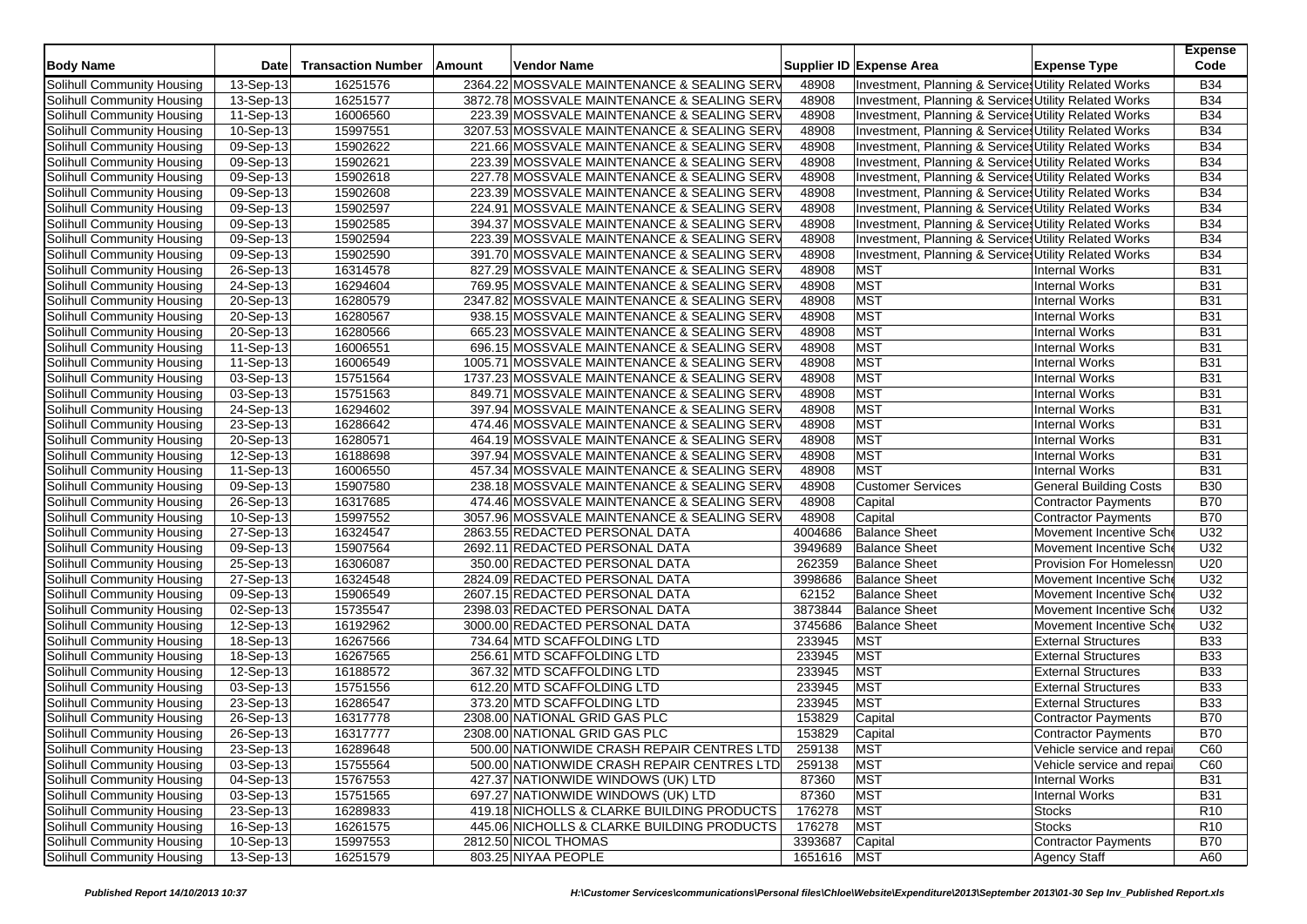| Body Name | Date | Transaction Number | Amount | Vendor Name | Supplier ID | Expense Area | Expense Type | Expense Code |
|---|---|---|---|---|---|---|---|---|
| Solihull Community Housing | 13-Sep-13 | 16251576 | 2364.22 | MOSSVALE MAINTENANCE & SEALING SERV | 48908 | Investment, Planning & Services | Utility Related Works | B34 |
| Solihull Community Housing | 13-Sep-13 | 16251577 | 3872.78 | MOSSVALE MAINTENANCE & SEALING SERV | 48908 | Investment, Planning & Services | Utility Related Works | B34 |
| Solihull Community Housing | 11-Sep-13 | 16006560 | 223.39 | MOSSVALE MAINTENANCE & SEALING SERV | 48908 | Investment, Planning & Services | Utility Related Works | B34 |
| Solihull Community Housing | 10-Sep-13 | 15997551 | 3207.53 | MOSSVALE MAINTENANCE & SEALING SERV | 48908 | Investment, Planning & Services | Utility Related Works | B34 |
| Solihull Community Housing | 09-Sep-13 | 15902622 | 221.66 | MOSSVALE MAINTENANCE & SEALING SERV | 48908 | Investment, Planning & Services | Utility Related Works | B34 |
| Solihull Community Housing | 09-Sep-13 | 15902621 | 223.39 | MOSSVALE MAINTENANCE & SEALING SERV | 48908 | Investment, Planning & Services | Utility Related Works | B34 |
| Solihull Community Housing | 09-Sep-13 | 15902618 | 227.78 | MOSSVALE MAINTENANCE & SEALING SERV | 48908 | Investment, Planning & Services | Utility Related Works | B34 |
| Solihull Community Housing | 09-Sep-13 | 15902608 | 223.39 | MOSSVALE MAINTENANCE & SEALING SERV | 48908 | Investment, Planning & Services | Utility Related Works | B34 |
| Solihull Community Housing | 09-Sep-13 | 15902597 | 224.91 | MOSSVALE MAINTENANCE & SEALING SERV | 48908 | Investment, Planning & Services | Utility Related Works | B34 |
| Solihull Community Housing | 09-Sep-13 | 15902585 | 394.37 | MOSSVALE MAINTENANCE & SEALING SERV | 48908 | Investment, Planning & Services | Utility Related Works | B34 |
| Solihull Community Housing | 09-Sep-13 | 15902594 | 223.39 | MOSSVALE MAINTENANCE & SEALING SERV | 48908 | Investment, Planning & Services | Utility Related Works | B34 |
| Solihull Community Housing | 09-Sep-13 | 15902590 | 391.70 | MOSSVALE MAINTENANCE & SEALING SERV | 48908 | Investment, Planning & Services | Utility Related Works | B34 |
| Solihull Community Housing | 26-Sep-13 | 16314578 | 827.29 | MOSSVALE MAINTENANCE & SEALING SERV | 48908 | MST | Internal Works | B31 |
| Solihull Community Housing | 24-Sep-13 | 16294604 | 769.95 | MOSSVALE MAINTENANCE & SEALING SERV | 48908 | MST | Internal Works | B31 |
| Solihull Community Housing | 20-Sep-13 | 16280579 | 2347.82 | MOSSVALE MAINTENANCE & SEALING SERV | 48908 | MST | Internal Works | B31 |
| Solihull Community Housing | 20-Sep-13 | 16280567 | 938.15 | MOSSVALE MAINTENANCE & SEALING SERV | 48908 | MST | Internal Works | B31 |
| Solihull Community Housing | 20-Sep-13 | 16280566 | 665.23 | MOSSVALE MAINTENANCE & SEALING SERV | 48908 | MST | Internal Works | B31 |
| Solihull Community Housing | 11-Sep-13 | 16006551 | 696.15 | MOSSVALE MAINTENANCE & SEALING SERV | 48908 | MST | Internal Works | B31 |
| Solihull Community Housing | 11-Sep-13 | 16006549 | 1005.71 | MOSSVALE MAINTENANCE & SEALING SERV | 48908 | MST | Internal Works | B31 |
| Solihull Community Housing | 03-Sep-13 | 15751564 | 1737.23 | MOSSVALE MAINTENANCE & SEALING SERV | 48908 | MST | Internal Works | B31 |
| Solihull Community Housing | 03-Sep-13 | 15751563 | 849.71 | MOSSVALE MAINTENANCE & SEALING SERV | 48908 | MST | Internal Works | B31 |
| Solihull Community Housing | 24-Sep-13 | 16294602 | 397.94 | MOSSVALE MAINTENANCE & SEALING SERV | 48908 | MST | Internal Works | B31 |
| Solihull Community Housing | 23-Sep-13 | 16286642 | 474.46 | MOSSVALE MAINTENANCE & SEALING SERV | 48908 | MST | Internal Works | B31 |
| Solihull Community Housing | 20-Sep-13 | 16280571 | 464.19 | MOSSVALE MAINTENANCE & SEALING SERV | 48908 | MST | Internal Works | B31 |
| Solihull Community Housing | 12-Sep-13 | 16188698 | 397.94 | MOSSVALE MAINTENANCE & SEALING SERV | 48908 | MST | Internal Works | B31 |
| Solihull Community Housing | 11-Sep-13 | 16006550 | 457.34 | MOSSVALE MAINTENANCE & SEALING SERV | 48908 | MST | Internal Works | B31 |
| Solihull Community Housing | 09-Sep-13 | 15907580 | 238.18 | MOSSVALE MAINTENANCE & SEALING SERV | 48908 | Customer Services | General Building Costs | B30 |
| Solihull Community Housing | 26-Sep-13 | 16317685 | 474.46 | MOSSVALE MAINTENANCE & SEALING SERV | 48908 | Capital | Contractor Payments | B70 |
| Solihull Community Housing | 10-Sep-13 | 15997552 | 3057.96 | MOSSVALE MAINTENANCE & SEALING SERV | 48908 | Capital | Contractor Payments | B70 |
| Solihull Community Housing | 27-Sep-13 | 16324547 | 2863.55 | REDACTED PERSONAL DATA | 4004686 | Balance Sheet | Movement Incentive Sche | U32 |
| Solihull Community Housing | 09-Sep-13 | 15907564 | 2692.11 | REDACTED PERSONAL DATA | 3949689 | Balance Sheet | Movement Incentive Sche | U32 |
| Solihull Community Housing | 25-Sep-13 | 16306087 | 350.00 | REDACTED PERSONAL DATA | 262359 | Balance Sheet | Provision For Homelessn | U20 |
| Solihull Community Housing | 27-Sep-13 | 16324548 | 2824.09 | REDACTED PERSONAL DATA | 3998686 | Balance Sheet | Movement Incentive Sche | U32 |
| Solihull Community Housing | 09-Sep-13 | 15906549 | 2607.15 | REDACTED PERSONAL DATA | 62152 | Balance Sheet | Movement Incentive Sche | U32 |
| Solihull Community Housing | 02-Sep-13 | 15735547 | 2398.03 | REDACTED PERSONAL DATA | 3873844 | Balance Sheet | Movement Incentive Sche | U32 |
| Solihull Community Housing | 12-Sep-13 | 16192962 | 3000.00 | REDACTED PERSONAL DATA | 3745686 | Balance Sheet | Movement Incentive Sche | U32 |
| Solihull Community Housing | 18-Sep-13 | 16267566 | 734.64 | MTD SCAFFOLDING LTD | 233945 | MST | External Structures | B33 |
| Solihull Community Housing | 18-Sep-13 | 16267565 | 256.61 | MTD SCAFFOLDING LTD | 233945 | MST | External Structures | B33 |
| Solihull Community Housing | 12-Sep-13 | 16188572 | 367.32 | MTD SCAFFOLDING LTD | 233945 | MST | External Structures | B33 |
| Solihull Community Housing | 03-Sep-13 | 15751556 | 612.20 | MTD SCAFFOLDING LTD | 233945 | MST | External Structures | B33 |
| Solihull Community Housing | 23-Sep-13 | 16286547 | 373.20 | MTD SCAFFOLDING LTD | 233945 | MST | External Structures | B33 |
| Solihull Community Housing | 26-Sep-13 | 16317778 | 2308.00 | NATIONAL GRID GAS PLC | 153829 | Capital | Contractor Payments | B70 |
| Solihull Community Housing | 26-Sep-13 | 16317777 | 2308.00 | NATIONAL GRID GAS PLC | 153829 | Capital | Contractor Payments | B70 |
| Solihull Community Housing | 23-Sep-13 | 16289648 | 500.00 | NATIONWIDE CRASH REPAIR CENTRES LTD | 259138 | MST | Vehicle service and repai | C60 |
| Solihull Community Housing | 03-Sep-13 | 15755564 | 500.00 | NATIONWIDE CRASH REPAIR CENTRES LTD | 259138 | MST | Vehicle service and repai | C60 |
| Solihull Community Housing | 04-Sep-13 | 15767553 | 427.37 | NATIONWIDE WINDOWS (UK) LTD | 87360 | MST | Internal Works | B31 |
| Solihull Community Housing | 03-Sep-13 | 15751565 | 697.27 | NATIONWIDE WINDOWS (UK) LTD | 87360 | MST | Internal Works | B31 |
| Solihull Community Housing | 23-Sep-13 | 16289833 | 419.18 | NICHOLLS & CLARKE BUILDING PRODUCTS | 176278 | MST | Stocks | R10 |
| Solihull Community Housing | 16-Sep-13 | 16261575 | 445.06 | NICHOLLS & CLARKE BUILDING PRODUCTS | 176278 | MST | Stocks | R10 |
| Solihull Community Housing | 10-Sep-13 | 15997553 | 2812.50 | NICOL THOMAS | 3393687 | Capital | Contractor Payments | B70 |
| Solihull Community Housing | 13-Sep-13 | 16251579 | 803.25 | NIYAA PEOPLE | 1651616 | MST | Agency Staff | A60 |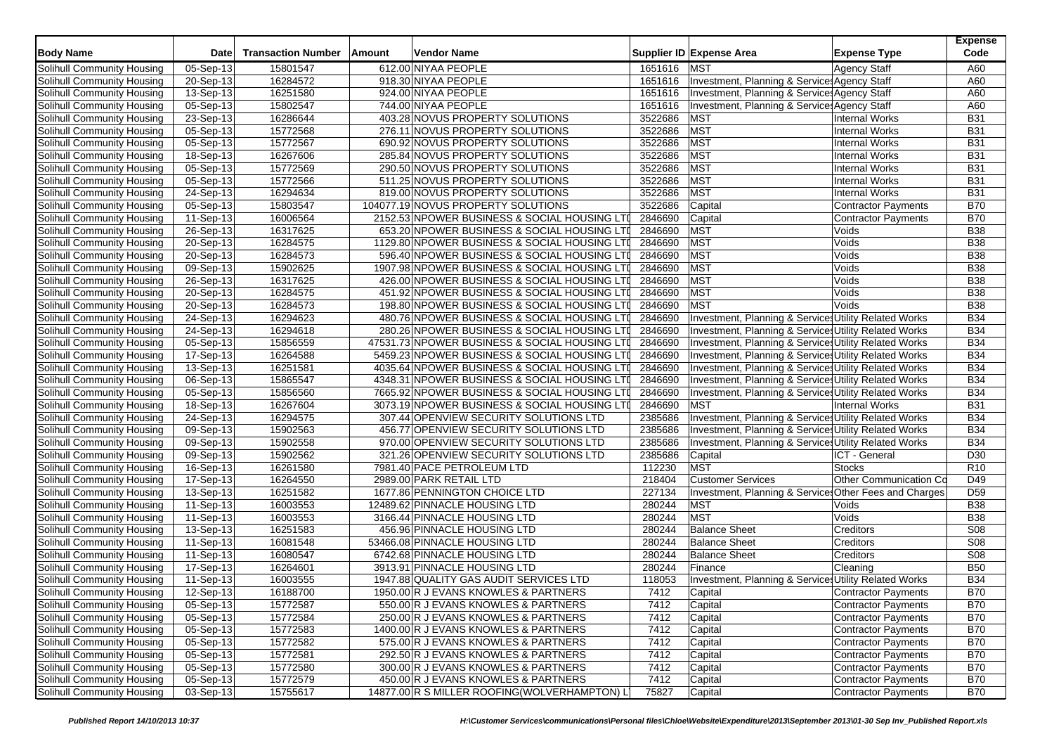| Body Name | Date | Transaction Number | Amount | Vendor Name | Supplier ID | Expense Area | Expense Type | Expense Code |
|---|---|---|---|---|---|---|---|---|
| Solihull Community Housing | 05-Sep-13 | 15801547 | 612.00 | NIYAA PEOPLE | 1651616 | MST | Agency Staff | A60 |
| Solihull Community Housing | 20-Sep-13 | 16284572 | 918.30 | NIYAA PEOPLE | 1651616 | Investment, Planning & Services | Agency Staff | A60 |
| Solihull Community Housing | 13-Sep-13 | 16251580 | 924.00 | NIYAA PEOPLE | 1651616 | Investment, Planning & Services | Agency Staff | A60 |
| Solihull Community Housing | 05-Sep-13 | 15802547 | 744.00 | NIYAA PEOPLE | 1651616 | Investment, Planning & Services | Agency Staff | A60 |
| Solihull Community Housing | 23-Sep-13 | 16286644 | 403.28 | NOVUS PROPERTY SOLUTIONS | 3522686 | MST | Internal Works | B31 |
| Solihull Community Housing | 05-Sep-13 | 15772568 | 276.11 | NOVUS PROPERTY SOLUTIONS | 3522686 | MST | Internal Works | B31 |
| Solihull Community Housing | 05-Sep-13 | 15772567 | 690.92 | NOVUS PROPERTY SOLUTIONS | 3522686 | MST | Internal Works | B31 |
| Solihull Community Housing | 18-Sep-13 | 16267606 | 285.84 | NOVUS PROPERTY SOLUTIONS | 3522686 | MST | Internal Works | B31 |
| Solihull Community Housing | 05-Sep-13 | 15772569 | 290.50 | NOVUS PROPERTY SOLUTIONS | 3522686 | MST | Internal Works | B31 |
| Solihull Community Housing | 05-Sep-13 | 15772566 | 511.25 | NOVUS PROPERTY SOLUTIONS | 3522686 | MST | Internal Works | B31 |
| Solihull Community Housing | 24-Sep-13 | 16294634 | 819.00 | NOVUS PROPERTY SOLUTIONS | 3522686 | MST | Internal Works | B31 |
| Solihull Community Housing | 05-Sep-13 | 15803547 | 104077.19 | NOVUS PROPERTY SOLUTIONS | 3522686 | Capital | Contractor Payments | B70 |
| Solihull Community Housing | 11-Sep-13 | 16006564 | 2152.53 | NPOWER BUSINESS & SOCIAL HOUSING LTD | 2846690 | Capital | Contractor Payments | B70 |
| Solihull Community Housing | 26-Sep-13 | 16317625 | 653.20 | NPOWER BUSINESS & SOCIAL HOUSING LTD | 2846690 | MST | Voids | B38 |
| Solihull Community Housing | 20-Sep-13 | 16284575 | 1129.80 | NPOWER BUSINESS & SOCIAL HOUSING LTD | 2846690 | MST | Voids | B38 |
| Solihull Community Housing | 20-Sep-13 | 16284573 | 596.40 | NPOWER BUSINESS & SOCIAL HOUSING LTD | 2846690 | MST | Voids | B38 |
| Solihull Community Housing | 09-Sep-13 | 15902625 | 1907.98 | NPOWER BUSINESS & SOCIAL HOUSING LTD | 2846690 | MST | Voids | B38 |
| Solihull Community Housing | 26-Sep-13 | 16317625 | 426.00 | NPOWER BUSINESS & SOCIAL HOUSING LTD | 2846690 | MST | Voids | B38 |
| Solihull Community Housing | 20-Sep-13 | 16284575 | 451.92 | NPOWER BUSINESS & SOCIAL HOUSING LTD | 2846690 | MST | Voids | B38 |
| Solihull Community Housing | 20-Sep-13 | 16284573 | 198.80 | NPOWER BUSINESS & SOCIAL HOUSING LTD | 2846690 | MST | Voids | B38 |
| Solihull Community Housing | 24-Sep-13 | 16294623 | 480.76 | NPOWER BUSINESS & SOCIAL HOUSING LTD | 2846690 | Investment, Planning & Services | Utility Related Works | B34 |
| Solihull Community Housing | 24-Sep-13 | 16294618 | 280.26 | NPOWER BUSINESS & SOCIAL HOUSING LTD | 2846690 | Investment, Planning & Services | Utility Related Works | B34 |
| Solihull Community Housing | 05-Sep-13 | 15856559 | 47531.73 | NPOWER BUSINESS & SOCIAL HOUSING LTD | 2846690 | Investment, Planning & Services | Utility Related Works | B34 |
| Solihull Community Housing | 17-Sep-13 | 16264588 | 5459.23 | NPOWER BUSINESS & SOCIAL HOUSING LTD | 2846690 | Investment, Planning & Services | Utility Related Works | B34 |
| Solihull Community Housing | 13-Sep-13 | 16251581 | 4035.64 | NPOWER BUSINESS & SOCIAL HOUSING LTD | 2846690 | Investment, Planning & Services | Utility Related Works | B34 |
| Solihull Community Housing | 06-Sep-13 | 15865547 | 4348.31 | NPOWER BUSINESS & SOCIAL HOUSING LTD | 2846690 | Investment, Planning & Services | Utility Related Works | B34 |
| Solihull Community Housing | 05-Sep-13 | 15856560 | 7665.92 | NPOWER BUSINESS & SOCIAL HOUSING LTD | 2846690 | Investment, Planning & Services | Utility Related Works | B34 |
| Solihull Community Housing | 18-Sep-13 | 16267604 | 3073.19 | NPOWER BUSINESS & SOCIAL HOUSING LTD | 2846690 | MST | Internal Works | B31 |
| Solihull Community Housing | 24-Sep-13 | 16294575 | 307.44 | OPENVIEW SECURITY SOLUTIONS LTD | 2385686 | Investment, Planning & Services | Utility Related Works | B34 |
| Solihull Community Housing | 09-Sep-13 | 15902563 | 456.77 | OPENVIEW SECURITY SOLUTIONS LTD | 2385686 | Investment, Planning & Services | Utility Related Works | B34 |
| Solihull Community Housing | 09-Sep-13 | 15902558 | 970.00 | OPENVIEW SECURITY SOLUTIONS LTD | 2385686 | Investment, Planning & Services | Utility Related Works | B34 |
| Solihull Community Housing | 09-Sep-13 | 15902562 | 321.26 | OPENVIEW SECURITY SOLUTIONS LTD | 2385686 | Capital | ICT - General | D30 |
| Solihull Community Housing | 16-Sep-13 | 16261580 | 7981.40 | PACE PETROLEUM LTD | 112230 | MST | Stocks | R10 |
| Solihull Community Housing | 17-Sep-13 | 16264550 | 2989.00 | PARK RETAIL LTD | 218404 | Customer Services | Other Communication Co | D49 |
| Solihull Community Housing | 13-Sep-13 | 16251582 | 1677.86 | PENNINGTON CHOICE LTD | 227134 | Investment, Planning & Services | Other Fees and Charges | D59 |
| Solihull Community Housing | 11-Sep-13 | 16003553 | 12489.62 | PINNACLE HOUSING LTD | 280244 | MST | Voids | B38 |
| Solihull Community Housing | 11-Sep-13 | 16003553 | 3166.44 | PINNACLE HOUSING LTD | 280244 | MST | Voids | B38 |
| Solihull Community Housing | 13-Sep-13 | 16251583 | 456.96 | PINNACLE HOUSING LTD | 280244 | Balance Sheet | Creditors | S08 |
| Solihull Community Housing | 11-Sep-13 | 16081548 | 53466.08 | PINNACLE HOUSING LTD | 280244 | Balance Sheet | Creditors | S08 |
| Solihull Community Housing | 11-Sep-13 | 16080547 | 6742.68 | PINNACLE HOUSING LTD | 280244 | Balance Sheet | Creditors | S08 |
| Solihull Community Housing | 17-Sep-13 | 16264601 | 3913.91 | PINNACLE HOUSING LTD | 280244 | Finance | Cleaning | B50 |
| Solihull Community Housing | 11-Sep-13 | 16003555 | 1947.88 | QUALITY GAS AUDIT SERVICES LTD | 118053 | Investment, Planning & Services | Utility Related Works | B34 |
| Solihull Community Housing | 12-Sep-13 | 16188700 | 1950.00 | R J EVANS KNOWLES & PARTNERS | 7412 | Capital | Contractor Payments | B70 |
| Solihull Community Housing | 05-Sep-13 | 15772587 | 550.00 | R J EVANS KNOWLES & PARTNERS | 7412 | Capital | Contractor Payments | B70 |
| Solihull Community Housing | 05-Sep-13 | 15772584 | 250.00 | R J EVANS KNOWLES & PARTNERS | 7412 | Capital | Contractor Payments | B70 |
| Solihull Community Housing | 05-Sep-13 | 15772583 | 1400.00 | R J EVANS KNOWLES & PARTNERS | 7412 | Capital | Contractor Payments | B70 |
| Solihull Community Housing | 05-Sep-13 | 15772582 | 575.00 | R J EVANS KNOWLES & PARTNERS | 7412 | Capital | Contractor Payments | B70 |
| Solihull Community Housing | 05-Sep-13 | 15772581 | 292.50 | R J EVANS KNOWLES & PARTNERS | 7412 | Capital | Contractor Payments | B70 |
| Solihull Community Housing | 05-Sep-13 | 15772580 | 300.00 | R J EVANS KNOWLES & PARTNERS | 7412 | Capital | Contractor Payments | B70 |
| Solihull Community Housing | 05-Sep-13 | 15772579 | 450.00 | R J EVANS KNOWLES & PARTNERS | 7412 | Capital | Contractor Payments | B70 |
| Solihull Community Housing | 03-Sep-13 | 15755617 | 14877.00 | R S MILLER ROOFING(WOLVERHAMPTON) L | 75827 | Capital | Contractor Payments | B70 |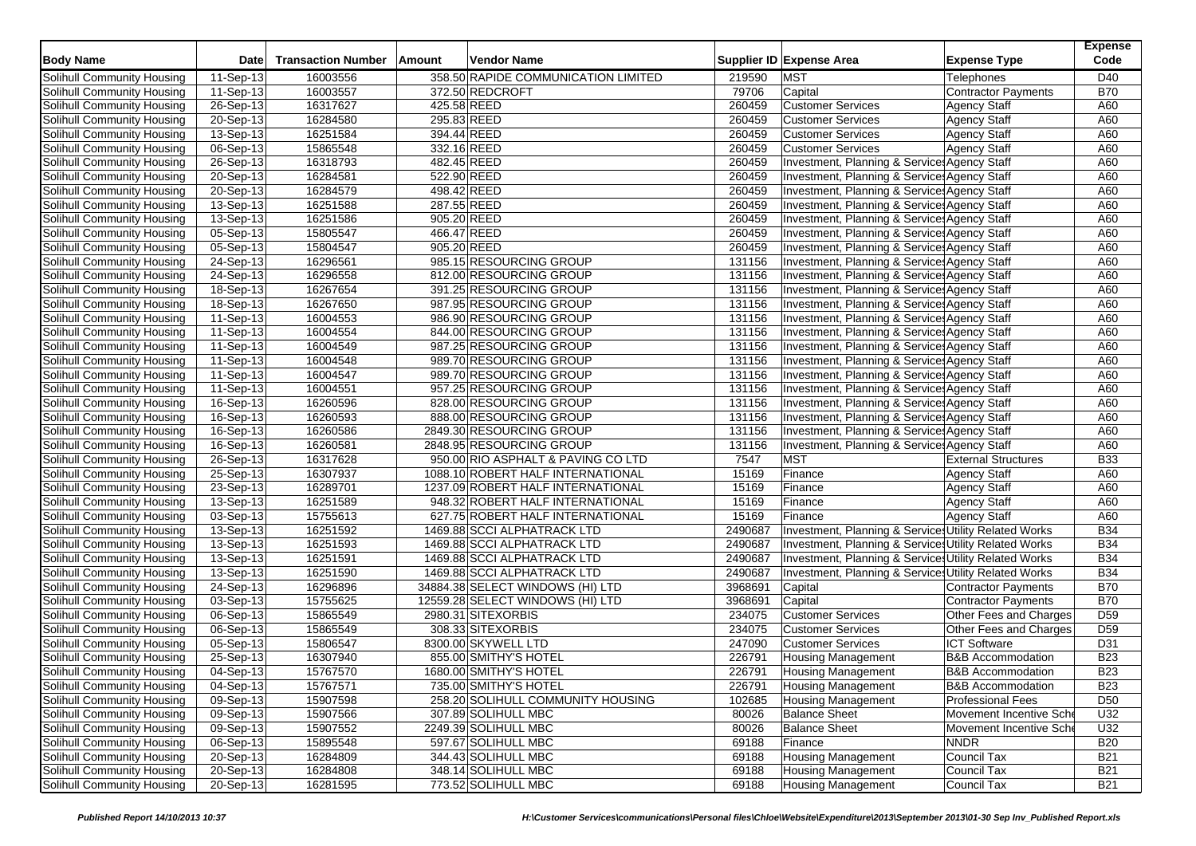| Body Name | Date | Transaction Number | Amount | Vendor Name | Supplier ID | Expense Area | Expense Type | Expense Code |
|---|---|---|---|---|---|---|---|---|
| Solihull Community Housing | 11-Sep-13 | 16003556 | 358.50 | RAPIDE COMMUNICATION LIMITED | 219590 | MST | Telephones | D40 |
| Solihull Community Housing | 11-Sep-13 | 16003557 | 372.50 | REDCROFT | 79706 | Capital | Contractor Payments | B70 |
| Solihull Community Housing | 26-Sep-13 | 16317627 | 425.58 | REED | 260459 | Customer Services | Agency Staff | A60 |
| Solihull Community Housing | 20-Sep-13 | 16284580 | 295.83 | REED | 260459 | Customer Services | Agency Staff | A60 |
| Solihull Community Housing | 13-Sep-13 | 16251584 | 394.44 | REED | 260459 | Customer Services | Agency Staff | A60 |
| Solihull Community Housing | 06-Sep-13 | 15865548 | 332.16 | REED | 260459 | Customer Services | Agency Staff | A60 |
| Solihull Community Housing | 26-Sep-13 | 16318793 | 482.45 | REED | 260459 | Investment, Planning & Services | Agency Staff | A60 |
| Solihull Community Housing | 20-Sep-13 | 16284581 | 522.90 | REED | 260459 | Investment, Planning & Services | Agency Staff | A60 |
| Solihull Community Housing | 20-Sep-13 | 16284579 | 498.42 | REED | 260459 | Investment, Planning & Services | Agency Staff | A60 |
| Solihull Community Housing | 13-Sep-13 | 16251588 | 287.55 | REED | 260459 | Investment, Planning & Services | Agency Staff | A60 |
| Solihull Community Housing | 13-Sep-13 | 16251586 | 905.20 | REED | 260459 | Investment, Planning & Services | Agency Staff | A60 |
| Solihull Community Housing | 05-Sep-13 | 15805547 | 466.47 | REED | 260459 | Investment, Planning & Services | Agency Staff | A60 |
| Solihull Community Housing | 05-Sep-13 | 15804547 | 905.20 | REED | 260459 | Investment, Planning & Services | Agency Staff | A60 |
| Solihull Community Housing | 24-Sep-13 | 16296561 | 985.15 | RESOURCING GROUP | 131156 | Investment, Planning & Services | Agency Staff | A60 |
| Solihull Community Housing | 24-Sep-13 | 16296558 | 812.00 | RESOURCING GROUP | 131156 | Investment, Planning & Services | Agency Staff | A60 |
| Solihull Community Housing | 18-Sep-13 | 16267654 | 391.25 | RESOURCING GROUP | 131156 | Investment, Planning & Services | Agency Staff | A60 |
| Solihull Community Housing | 18-Sep-13 | 16267650 | 987.95 | RESOURCING GROUP | 131156 | Investment, Planning & Services | Agency Staff | A60 |
| Solihull Community Housing | 11-Sep-13 | 16004553 | 986.90 | RESOURCING GROUP | 131156 | Investment, Planning & Services | Agency Staff | A60 |
| Solihull Community Housing | 11-Sep-13 | 16004554 | 844.00 | RESOURCING GROUP | 131156 | Investment, Planning & Services | Agency Staff | A60 |
| Solihull Community Housing | 11-Sep-13 | 16004549 | 987.25 | RESOURCING GROUP | 131156 | Investment, Planning & Services | Agency Staff | A60 |
| Solihull Community Housing | 11-Sep-13 | 16004548 | 989.70 | RESOURCING GROUP | 131156 | Investment, Planning & Services | Agency Staff | A60 |
| Solihull Community Housing | 11-Sep-13 | 16004547 | 989.70 | RESOURCING GROUP | 131156 | Investment, Planning & Services | Agency Staff | A60 |
| Solihull Community Housing | 11-Sep-13 | 16004551 | 957.25 | RESOURCING GROUP | 131156 | Investment, Planning & Services | Agency Staff | A60 |
| Solihull Community Housing | 16-Sep-13 | 16260596 | 828.00 | RESOURCING GROUP | 131156 | Investment, Planning & Services | Agency Staff | A60 |
| Solihull Community Housing | 16-Sep-13 | 16260593 | 888.00 | RESOURCING GROUP | 131156 | Investment, Planning & Services | Agency Staff | A60 |
| Solihull Community Housing | 16-Sep-13 | 16260586 | 2849.30 | RESOURCING GROUP | 131156 | Investment, Planning & Services | Agency Staff | A60 |
| Solihull Community Housing | 16-Sep-13 | 16260581 | 2848.95 | RESOURCING GROUP | 131156 | Investment, Planning & Services | Agency Staff | A60 |
| Solihull Community Housing | 26-Sep-13 | 16317628 | 950.00 | RIO ASPHALT & PAVING CO LTD | 7547 | MST | External Structures | B33 |
| Solihull Community Housing | 25-Sep-13 | 16307937 | 1088.10 | ROBERT HALF INTERNATIONAL | 15169 | Finance | Agency Staff | A60 |
| Solihull Community Housing | 23-Sep-13 | 16289701 | 1237.09 | ROBERT HALF INTERNATIONAL | 15169 | Finance | Agency Staff | A60 |
| Solihull Community Housing | 13-Sep-13 | 16251589 | 948.32 | ROBERT HALF INTERNATIONAL | 15169 | Finance | Agency Staff | A60 |
| Solihull Community Housing | 03-Sep-13 | 15755613 | 627.75 | ROBERT HALF INTERNATIONAL | 15169 | Finance | Agency Staff | A60 |
| Solihull Community Housing | 13-Sep-13 | 16251592 | 1469.88 | SCCI ALPHATRACK LTD | 2490687 | Investment, Planning & Services | Utility Related Works | B34 |
| Solihull Community Housing | 13-Sep-13 | 16251593 | 1469.88 | SCCI ALPHATRACK LTD | 2490687 | Investment, Planning & Services | Utility Related Works | B34 |
| Solihull Community Housing | 13-Sep-13 | 16251591 | 1469.88 | SCCI ALPHATRACK LTD | 2490687 | Investment, Planning & Services | Utility Related Works | B34 |
| Solihull Community Housing | 13-Sep-13 | 16251590 | 1469.88 | SCCI ALPHATRACK LTD | 2490687 | Investment, Planning & Services | Utility Related Works | B34 |
| Solihull Community Housing | 24-Sep-13 | 16296896 | 34884.38 | SELECT WINDOWS (HI) LTD | 3968691 | Capital | Contractor Payments | B70 |
| Solihull Community Housing | 03-Sep-13 | 15755625 | 12559.28 | SELECT WINDOWS (HI) LTD | 3968691 | Capital | Contractor Payments | B70 |
| Solihull Community Housing | 06-Sep-13 | 15865549 | 2980.31 | SITEXORBIS | 234075 | Customer Services | Other Fees and Charges | D59 |
| Solihull Community Housing | 06-Sep-13 | 15865549 | 308.33 | SITEXORBIS | 234075 | Customer Services | Other Fees and Charges | D59 |
| Solihull Community Housing | 05-Sep-13 | 15806547 | 8300.00 | SKYWELL LTD | 247090 | Customer Services | ICT Software | D31 |
| Solihull Community Housing | 25-Sep-13 | 16307940 | 855.00 | SMITHY'S HOTEL | 226791 | Housing Management | B&B Accommodation | B23 |
| Solihull Community Housing | 04-Sep-13 | 15767570 | 1680.00 | SMITHY'S HOTEL | 226791 | Housing Management | B&B Accommodation | B23 |
| Solihull Community Housing | 04-Sep-13 | 15767571 | 735.00 | SMITHY'S HOTEL | 226791 | Housing Management | B&B Accommodation | B23 |
| Solihull Community Housing | 09-Sep-13 | 15907598 | 258.20 | SOLIHULL COMMUNITY HOUSING | 102685 | Housing Management | Professional Fees | D50 |
| Solihull Community Housing | 09-Sep-13 | 15907566 | 307.89 | SOLIHULL MBC | 80026 | Balance Sheet | Movement Incentive Sche | U32 |
| Solihull Community Housing | 09-Sep-13 | 15907552 | 2249.39 | SOLIHULL MBC | 80026 | Balance Sheet | Movement Incentive Sche | U32 |
| Solihull Community Housing | 06-Sep-13 | 15895548 | 597.67 | SOLIHULL MBC | 69188 | Finance | NNDR | B20 |
| Solihull Community Housing | 20-Sep-13 | 16284809 | 344.43 | SOLIHULL MBC | 69188 | Housing Management | Council Tax | B21 |
| Solihull Community Housing | 20-Sep-13 | 16284808 | 348.14 | SOLIHULL MBC | 69188 | Housing Management | Council Tax | B21 |
| Solihull Community Housing | 20-Sep-13 | 16281595 | 773.52 | SOLIHULL MBC | 69188 | Housing Management | Council Tax | B21 |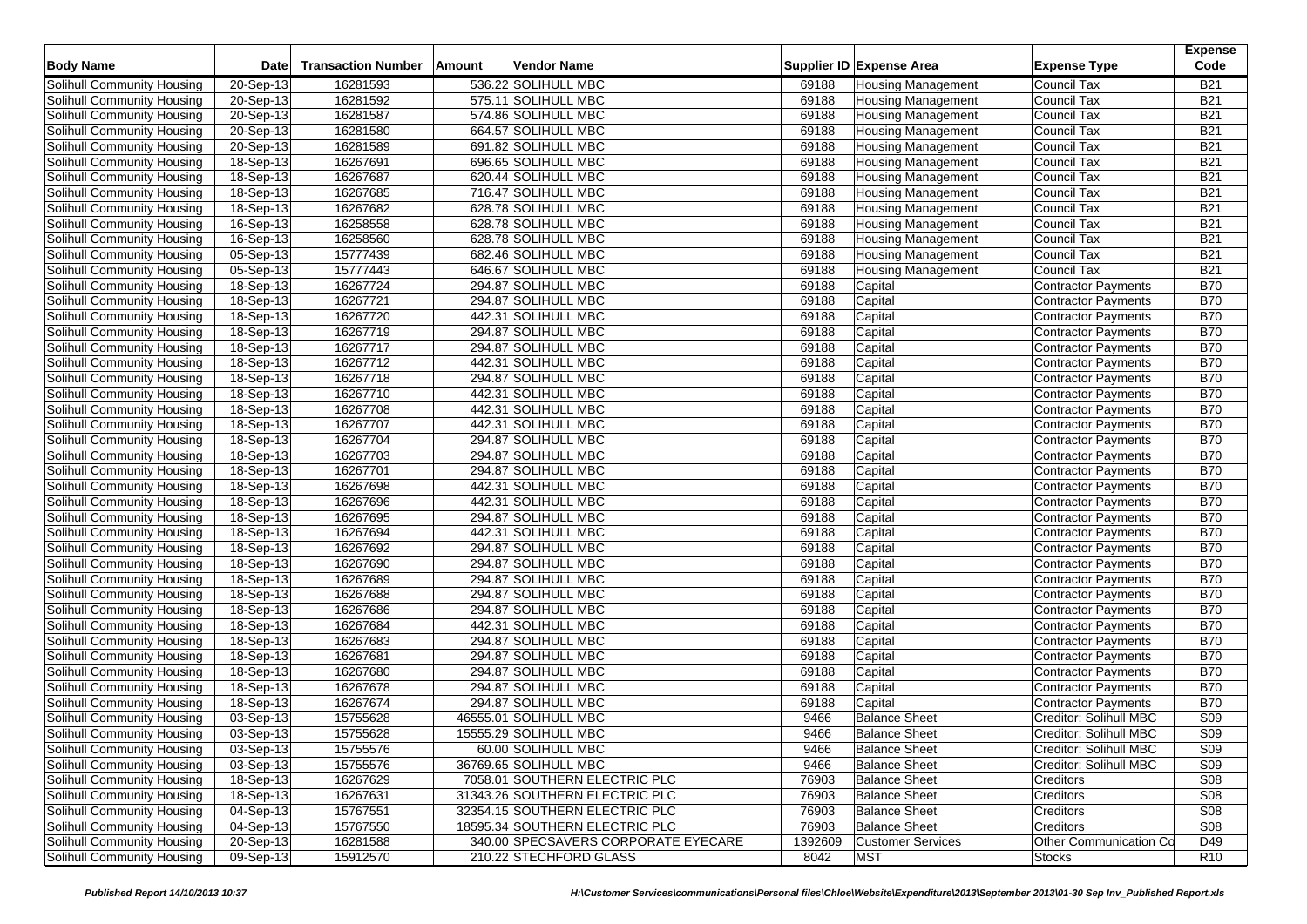| Body Name | Date | Transaction Number | Amount | Vendor Name | Supplier ID | Expense Area | Expense Type | Expense Code |
|---|---|---|---|---|---|---|---|---|
| Solihull Community Housing | 20-Sep-13 | 16281593 | 536.22 | SOLIHULL MBC | 69188 | Housing Management | Council Tax | B21 |
| Solihull Community Housing | 20-Sep-13 | 16281592 | 575.11 | SOLIHULL MBC | 69188 | Housing Management | Council Tax | B21 |
| Solihull Community Housing | 20-Sep-13 | 16281587 | 574.86 | SOLIHULL MBC | 69188 | Housing Management | Council Tax | B21 |
| Solihull Community Housing | 20-Sep-13 | 16281580 | 664.57 | SOLIHULL MBC | 69188 | Housing Management | Council Tax | B21 |
| Solihull Community Housing | 20-Sep-13 | 16281589 | 691.82 | SOLIHULL MBC | 69188 | Housing Management | Council Tax | B21 |
| Solihull Community Housing | 18-Sep-13 | 16267691 | 696.65 | SOLIHULL MBC | 69188 | Housing Management | Council Tax | B21 |
| Solihull Community Housing | 18-Sep-13 | 16267687 | 620.44 | SOLIHULL MBC | 69188 | Housing Management | Council Tax | B21 |
| Solihull Community Housing | 18-Sep-13 | 16267685 | 716.47 | SOLIHULL MBC | 69188 | Housing Management | Council Tax | B21 |
| Solihull Community Housing | 18-Sep-13 | 16267682 | 628.78 | SOLIHULL MBC | 69188 | Housing Management | Council Tax | B21 |
| Solihull Community Housing | 16-Sep-13 | 16258558 | 628.78 | SOLIHULL MBC | 69188 | Housing Management | Council Tax | B21 |
| Solihull Community Housing | 16-Sep-13 | 16258560 | 628.78 | SOLIHULL MBC | 69188 | Housing Management | Council Tax | B21 |
| Solihull Community Housing | 05-Sep-13 | 15777439 | 682.46 | SOLIHULL MBC | 69188 | Housing Management | Council Tax | B21 |
| Solihull Community Housing | 05-Sep-13 | 15777443 | 646.67 | SOLIHULL MBC | 69188 | Housing Management | Council Tax | B21 |
| Solihull Community Housing | 18-Sep-13 | 16267724 | 294.87 | SOLIHULL MBC | 69188 | Capital | Contractor Payments | B70 |
| Solihull Community Housing | 18-Sep-13 | 16267721 | 294.87 | SOLIHULL MBC | 69188 | Capital | Contractor Payments | B70 |
| Solihull Community Housing | 18-Sep-13 | 16267720 | 442.31 | SOLIHULL MBC | 69188 | Capital | Contractor Payments | B70 |
| Solihull Community Housing | 18-Sep-13 | 16267719 | 294.87 | SOLIHULL MBC | 69188 | Capital | Contractor Payments | B70 |
| Solihull Community Housing | 18-Sep-13 | 16267717 | 294.87 | SOLIHULL MBC | 69188 | Capital | Contractor Payments | B70 |
| Solihull Community Housing | 18-Sep-13 | 16267712 | 442.31 | SOLIHULL MBC | 69188 | Capital | Contractor Payments | B70 |
| Solihull Community Housing | 18-Sep-13 | 16267718 | 294.87 | SOLIHULL MBC | 69188 | Capital | Contractor Payments | B70 |
| Solihull Community Housing | 18-Sep-13 | 16267710 | 442.31 | SOLIHULL MBC | 69188 | Capital | Contractor Payments | B70 |
| Solihull Community Housing | 18-Sep-13 | 16267708 | 442.31 | SOLIHULL MBC | 69188 | Capital | Contractor Payments | B70 |
| Solihull Community Housing | 18-Sep-13 | 16267707 | 442.31 | SOLIHULL MBC | 69188 | Capital | Contractor Payments | B70 |
| Solihull Community Housing | 18-Sep-13 | 16267704 | 294.87 | SOLIHULL MBC | 69188 | Capital | Contractor Payments | B70 |
| Solihull Community Housing | 18-Sep-13 | 16267703 | 294.87 | SOLIHULL MBC | 69188 | Capital | Contractor Payments | B70 |
| Solihull Community Housing | 18-Sep-13 | 16267701 | 294.87 | SOLIHULL MBC | 69188 | Capital | Contractor Payments | B70 |
| Solihull Community Housing | 18-Sep-13 | 16267698 | 442.31 | SOLIHULL MBC | 69188 | Capital | Contractor Payments | B70 |
| Solihull Community Housing | 18-Sep-13 | 16267696 | 442.31 | SOLIHULL MBC | 69188 | Capital | Contractor Payments | B70 |
| Solihull Community Housing | 18-Sep-13 | 16267695 | 294.87 | SOLIHULL MBC | 69188 | Capital | Contractor Payments | B70 |
| Solihull Community Housing | 18-Sep-13 | 16267694 | 442.31 | SOLIHULL MBC | 69188 | Capital | Contractor Payments | B70 |
| Solihull Community Housing | 18-Sep-13 | 16267692 | 294.87 | SOLIHULL MBC | 69188 | Capital | Contractor Payments | B70 |
| Solihull Community Housing | 18-Sep-13 | 16267690 | 294.87 | SOLIHULL MBC | 69188 | Capital | Contractor Payments | B70 |
| Solihull Community Housing | 18-Sep-13 | 16267689 | 294.87 | SOLIHULL MBC | 69188 | Capital | Contractor Payments | B70 |
| Solihull Community Housing | 18-Sep-13 | 16267688 | 294.87 | SOLIHULL MBC | 69188 | Capital | Contractor Payments | B70 |
| Solihull Community Housing | 18-Sep-13 | 16267686 | 294.87 | SOLIHULL MBC | 69188 | Capital | Contractor Payments | B70 |
| Solihull Community Housing | 18-Sep-13 | 16267684 | 442.31 | SOLIHULL MBC | 69188 | Capital | Contractor Payments | B70 |
| Solihull Community Housing | 18-Sep-13 | 16267683 | 294.87 | SOLIHULL MBC | 69188 | Capital | Contractor Payments | B70 |
| Solihull Community Housing | 18-Sep-13 | 16267681 | 294.87 | SOLIHULL MBC | 69188 | Capital | Contractor Payments | B70 |
| Solihull Community Housing | 18-Sep-13 | 16267680 | 294.87 | SOLIHULL MBC | 69188 | Capital | Contractor Payments | B70 |
| Solihull Community Housing | 18-Sep-13 | 16267678 | 294.87 | SOLIHULL MBC | 69188 | Capital | Contractor Payments | B70 |
| Solihull Community Housing | 18-Sep-13 | 16267674 | 294.87 | SOLIHULL MBC | 69188 | Capital | Contractor Payments | B70 |
| Solihull Community Housing | 03-Sep-13 | 15755628 | 46555.01 | SOLIHULL MBC | 9466 | Balance Sheet | Creditor: Solihull MBC | S09 |
| Solihull Community Housing | 03-Sep-13 | 15755628 | 15555.29 | SOLIHULL MBC | 9466 | Balance Sheet | Creditor: Solihull MBC | S09 |
| Solihull Community Housing | 03-Sep-13 | 15755576 | 60.00 | SOLIHULL MBC | 9466 | Balance Sheet | Creditor: Solihull MBC | S09 |
| Solihull Community Housing | 03-Sep-13 | 15755576 | 36769.65 | SOLIHULL MBC | 9466 | Balance Sheet | Creditor: Solihull MBC | S09 |
| Solihull Community Housing | 18-Sep-13 | 16267629 | 7058.01 | SOUTHERN ELECTRIC PLC | 76903 | Balance Sheet | Creditors | S08 |
| Solihull Community Housing | 18-Sep-13 | 16267631 | 31343.26 | SOUTHERN ELECTRIC PLC | 76903 | Balance Sheet | Creditors | S08 |
| Solihull Community Housing | 04-Sep-13 | 15767551 | 32354.15 | SOUTHERN ELECTRIC PLC | 76903 | Balance Sheet | Creditors | S08 |
| Solihull Community Housing | 04-Sep-13 | 15767550 | 18595.34 | SOUTHERN ELECTRIC PLC | 76903 | Balance Sheet | Creditors | S08 |
| Solihull Community Housing | 20-Sep-13 | 16281588 | 340.00 | SPECSAVERS CORPORATE EYECARE | 1392609 | Customer Services | Other Communication Co | D49 |
| Solihull Community Housing | 09-Sep-13 | 15912570 | 210.22 | STECHFORD GLASS | 8042 | MST | Stocks | R10 |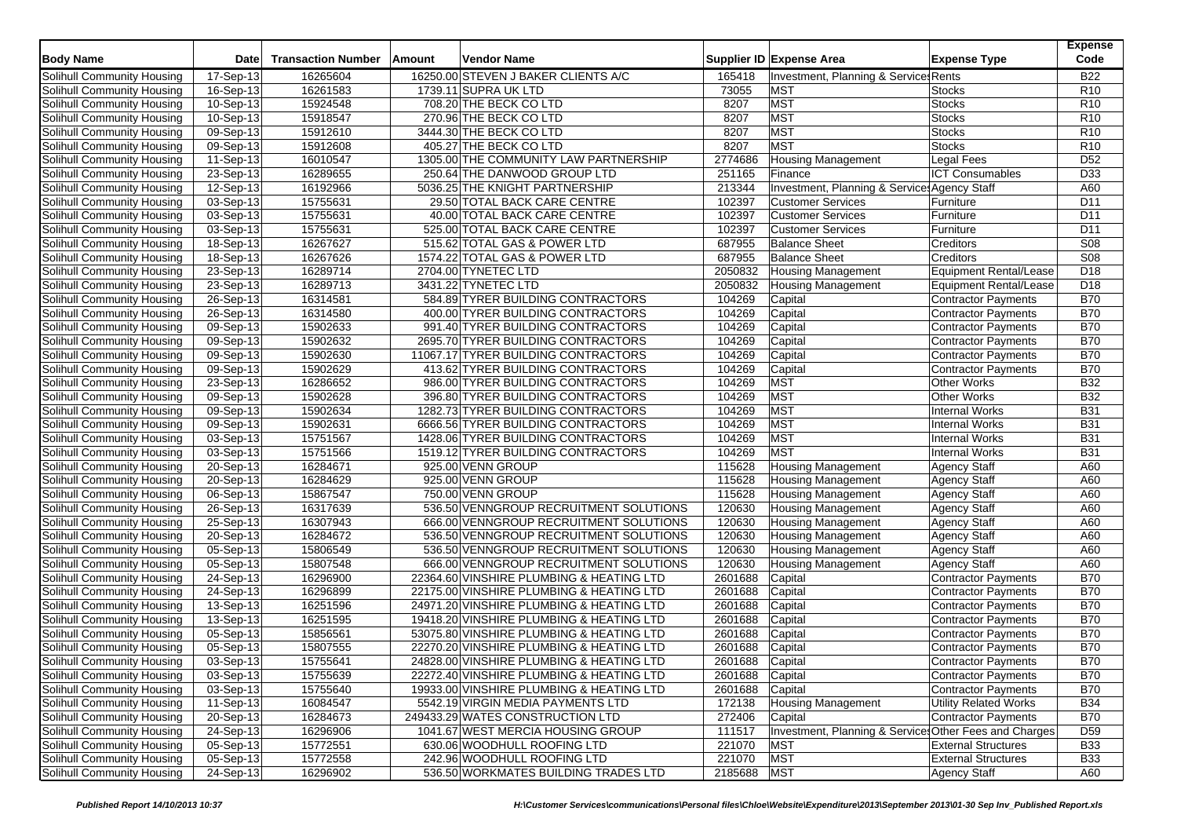| Body Name | Date | Transaction Number | Amount | Vendor Name | Supplier ID | Expense Area | Expense Type | Expense Code |
|---|---|---|---|---|---|---|---|---|
| Solihull Community Housing | 17-Sep-13 | 16265604 | 16250.00 | STEVEN J BAKER CLIENTS A/C | 165418 | Investment, Planning & Services | Rents | B22 |
| Solihull Community Housing | 16-Sep-13 | 16261583 | 1739.11 | SUPRA UK LTD | 73055 | MST | Stocks | R10 |
| Solihull Community Housing | 10-Sep-13 | 15924548 | 708.20 | THE BECK CO LTD | 8207 | MST | Stocks | R10 |
| Solihull Community Housing | 10-Sep-13 | 15918547 | 270.96 | THE BECK CO LTD | 8207 | MST | Stocks | R10 |
| Solihull Community Housing | 09-Sep-13 | 15912610 | 3444.30 | THE BECK CO LTD | 8207 | MST | Stocks | R10 |
| Solihull Community Housing | 09-Sep-13 | 15912608 | 405.27 | THE BECK CO LTD | 8207 | MST | Stocks | R10 |
| Solihull Community Housing | 11-Sep-13 | 16010547 | 1305.00 | THE COMMUNITY LAW PARTNERSHIP | 2774686 | Housing Management | Legal Fees | D52 |
| Solihull Community Housing | 23-Sep-13 | 16289655 | 250.64 | THE DANWOOD GROUP LTD | 251165 | Finance | ICT Consumables | D33 |
| Solihull Community Housing | 12-Sep-13 | 16192966 | 5036.25 | THE KNIGHT PARTNERSHIP | 213344 | Investment, Planning & Services | Agency Staff | A60 |
| Solihull Community Housing | 03-Sep-13 | 15755631 | 29.50 | TOTAL BACK CARE CENTRE | 102397 | Customer Services | Furniture | D11 |
| Solihull Community Housing | 03-Sep-13 | 15755631 | 40.00 | TOTAL BACK CARE CENTRE | 102397 | Customer Services | Furniture | D11 |
| Solihull Community Housing | 03-Sep-13 | 15755631 | 525.00 | TOTAL BACK CARE CENTRE | 102397 | Customer Services | Furniture | D11 |
| Solihull Community Housing | 18-Sep-13 | 16267627 | 515.62 | TOTAL GAS & POWER LTD | 687955 | Balance Sheet | Creditors | S08 |
| Solihull Community Housing | 18-Sep-13 | 16267626 | 1574.22 | TOTAL GAS & POWER LTD | 687955 | Balance Sheet | Creditors | S08 |
| Solihull Community Housing | 23-Sep-13 | 16289714 | 2704.00 | TYNETEC LTD | 2050832 | Housing Management | Equipment Rental/Lease | D18 |
| Solihull Community Housing | 23-Sep-13 | 16289713 | 3431.22 | TYNETEC LTD | 2050832 | Housing Management | Equipment Rental/Lease | D18 |
| Solihull Community Housing | 26-Sep-13 | 16314581 | 584.89 | TYRER BUILDING CONTRACTORS | 104269 | Capital | Contractor Payments | B70 |
| Solihull Community Housing | 26-Sep-13 | 16314580 | 400.00 | TYRER BUILDING CONTRACTORS | 104269 | Capital | Contractor Payments | B70 |
| Solihull Community Housing | 09-Sep-13 | 15902633 | 991.40 | TYRER BUILDING CONTRACTORS | 104269 | Capital | Contractor Payments | B70 |
| Solihull Community Housing | 09-Sep-13 | 15902632 | 2695.70 | TYRER BUILDING CONTRACTORS | 104269 | Capital | Contractor Payments | B70 |
| Solihull Community Housing | 09-Sep-13 | 15902630 | 11067.17 | TYRER BUILDING CONTRACTORS | 104269 | Capital | Contractor Payments | B70 |
| Solihull Community Housing | 09-Sep-13 | 15902629 | 413.62 | TYRER BUILDING CONTRACTORS | 104269 | Capital | Contractor Payments | B70 |
| Solihull Community Housing | 23-Sep-13 | 16286652 | 986.00 | TYRER BUILDING CONTRACTORS | 104269 | MST | Other Works | B32 |
| Solihull Community Housing | 09-Sep-13 | 15902628 | 396.80 | TYRER BUILDING CONTRACTORS | 104269 | MST | Other Works | B32 |
| Solihull Community Housing | 09-Sep-13 | 15902634 | 1282.73 | TYRER BUILDING CONTRACTORS | 104269 | MST | Internal Works | B31 |
| Solihull Community Housing | 09-Sep-13 | 15902631 | 6666.56 | TYRER BUILDING CONTRACTORS | 104269 | MST | Internal Works | B31 |
| Solihull Community Housing | 03-Sep-13 | 15751567 | 1428.06 | TYRER BUILDING CONTRACTORS | 104269 | MST | Internal Works | B31 |
| Solihull Community Housing | 03-Sep-13 | 15751566 | 1519.12 | TYRER BUILDING CONTRACTORS | 104269 | MST | Internal Works | B31 |
| Solihull Community Housing | 20-Sep-13 | 16284671 | 925.00 | VENN GROUP | 115628 | Housing Management | Agency Staff | A60 |
| Solihull Community Housing | 20-Sep-13 | 16284629 | 925.00 | VENN GROUP | 115628 | Housing Management | Agency Staff | A60 |
| Solihull Community Housing | 06-Sep-13 | 15867547 | 750.00 | VENN GROUP | 115628 | Housing Management | Agency Staff | A60 |
| Solihull Community Housing | 26-Sep-13 | 16317639 | 536.50 | VENNGROUP RECRUITMENT SOLUTIONS | 120630 | Housing Management | Agency Staff | A60 |
| Solihull Community Housing | 25-Sep-13 | 16307943 | 666.00 | VENNGROUP RECRUITMENT SOLUTIONS | 120630 | Housing Management | Agency Staff | A60 |
| Solihull Community Housing | 20-Sep-13 | 16284672 | 536.50 | VENNGROUP RECRUITMENT SOLUTIONS | 120630 | Housing Management | Agency Staff | A60 |
| Solihull Community Housing | 05-Sep-13 | 15806549 | 536.50 | VENNGROUP RECRUITMENT SOLUTIONS | 120630 | Housing Management | Agency Staff | A60 |
| Solihull Community Housing | 05-Sep-13 | 15807548 | 666.00 | VENNGROUP RECRUITMENT SOLUTIONS | 120630 | Housing Management | Agency Staff | A60 |
| Solihull Community Housing | 24-Sep-13 | 16296900 | 22364.60 | VINSHIRE PLUMBING & HEATING LTD | 2601688 | Capital | Contractor Payments | B70 |
| Solihull Community Housing | 24-Sep-13 | 16296899 | 22175.00 | VINSHIRE PLUMBING & HEATING LTD | 2601688 | Capital | Contractor Payments | B70 |
| Solihull Community Housing | 13-Sep-13 | 16251596 | 24971.20 | VINSHIRE PLUMBING & HEATING LTD | 2601688 | Capital | Contractor Payments | B70 |
| Solihull Community Housing | 13-Sep-13 | 16251595 | 19418.20 | VINSHIRE PLUMBING & HEATING LTD | 2601688 | Capital | Contractor Payments | B70 |
| Solihull Community Housing | 05-Sep-13 | 15856561 | 53075.80 | VINSHIRE PLUMBING & HEATING LTD | 2601688 | Capital | Contractor Payments | B70 |
| Solihull Community Housing | 05-Sep-13 | 15807555 | 22270.20 | VINSHIRE PLUMBING & HEATING LTD | 2601688 | Capital | Contractor Payments | B70 |
| Solihull Community Housing | 03-Sep-13 | 15755641 | 24828.00 | VINSHIRE PLUMBING & HEATING LTD | 2601688 | Capital | Contractor Payments | B70 |
| Solihull Community Housing | 03-Sep-13 | 15755639 | 22272.40 | VINSHIRE PLUMBING & HEATING LTD | 2601688 | Capital | Contractor Payments | B70 |
| Solihull Community Housing | 03-Sep-13 | 15755640 | 19933.00 | VINSHIRE PLUMBING & HEATING LTD | 2601688 | Capital | Contractor Payments | B70 |
| Solihull Community Housing | 11-Sep-13 | 16084547 | 5542.19 | VIRGIN MEDIA PAYMENTS LTD | 172138 | Housing Management | Utility Related Works | B34 |
| Solihull Community Housing | 20-Sep-13 | 16284673 | 249433.29 | WATES CONSTRUCTION LTD | 272406 | Capital | Contractor Payments | B70 |
| Solihull Community Housing | 24-Sep-13 | 16296906 | 1041.67 | WEST MERCIA HOUSING GROUP | 111517 | Investment, Planning & Services | Other Fees and Charges | D59 |
| Solihull Community Housing | 05-Sep-13 | 15772551 | 630.06 | WOODHULL ROOFING LTD | 221070 | MST | External Structures | B33 |
| Solihull Community Housing | 05-Sep-13 | 15772558 | 242.96 | WOODHULL ROOFING LTD | 221070 | MST | External Structures | B33 |
| Solihull Community Housing | 24-Sep-13 | 16296902 | 536.50 | WORKMATES BUILDING TRADES LTD | 2185688 | MST | Agency Staff | A60 |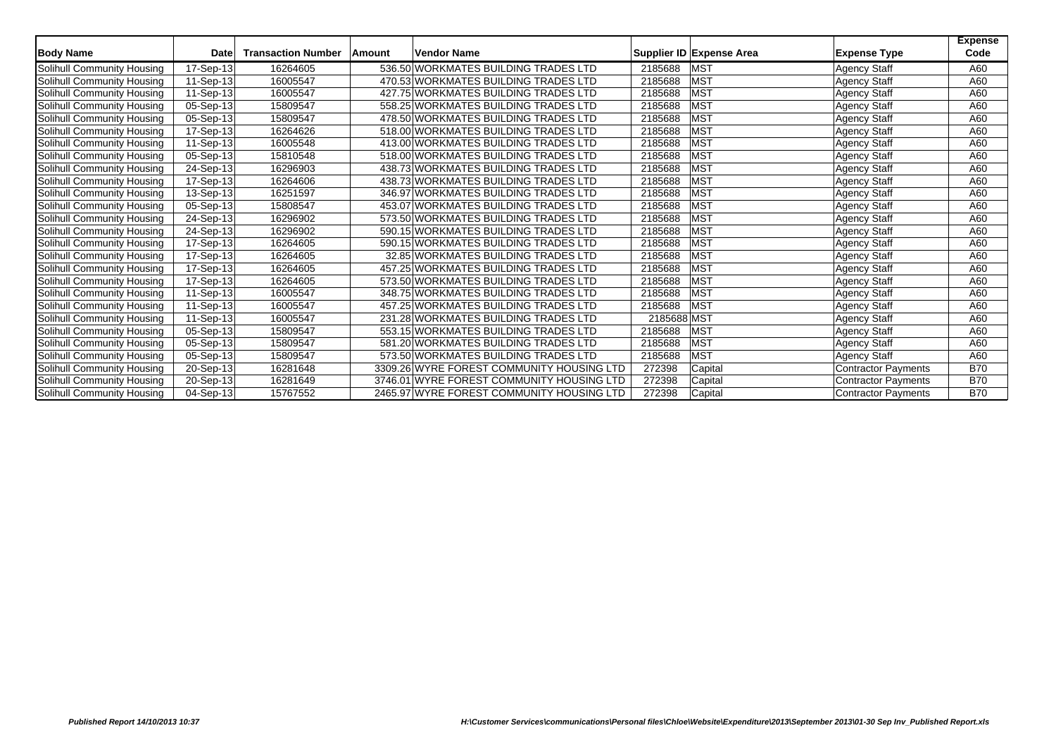| Body Name | Date | Transaction Number | Amount | Vendor Name | Supplier ID | Expense Area | Expense Type | Expense Code |
|---|---|---|---|---|---|---|---|---|
| Solihull Community Housing | 17-Sep-13 | 16264605 | 536.50 | WORKMATES BUILDING TRADES LTD | 2185688 | MST | Agency Staff | A60 |
| Solihull Community Housing | 11-Sep-13 | 16005547 | 470.53 | WORKMATES BUILDING TRADES LTD | 2185688 | MST | Agency Staff | A60 |
| Solihull Community Housing | 11-Sep-13 | 16005547 | 427.75 | WORKMATES BUILDING TRADES LTD | 2185688 | MST | Agency Staff | A60 |
| Solihull Community Housing | 05-Sep-13 | 15809547 | 558.25 | WORKMATES BUILDING TRADES LTD | 2185688 | MST | Agency Staff | A60 |
| Solihull Community Housing | 05-Sep-13 | 15809547 | 478.50 | WORKMATES BUILDING TRADES LTD | 2185688 | MST | Agency Staff | A60 |
| Solihull Community Housing | 17-Sep-13 | 16264626 | 518.00 | WORKMATES BUILDING TRADES LTD | 2185688 | MST | Agency Staff | A60 |
| Solihull Community Housing | 11-Sep-13 | 16005548 | 413.00 | WORKMATES BUILDING TRADES LTD | 2185688 | MST | Agency Staff | A60 |
| Solihull Community Housing | 05-Sep-13 | 15810548 | 518.00 | WORKMATES BUILDING TRADES LTD | 2185688 | MST | Agency Staff | A60 |
| Solihull Community Housing | 24-Sep-13 | 16296903 | 438.73 | WORKMATES BUILDING TRADES LTD | 2185688 | MST | Agency Staff | A60 |
| Solihull Community Housing | 17-Sep-13 | 16264606 | 438.73 | WORKMATES BUILDING TRADES LTD | 2185688 | MST | Agency Staff | A60 |
| Solihull Community Housing | 13-Sep-13 | 16251597 | 346.97 | WORKMATES BUILDING TRADES LTD | 2185688 | MST | Agency Staff | A60 |
| Solihull Community Housing | 05-Sep-13 | 15808547 | 453.07 | WORKMATES BUILDING TRADES LTD | 2185688 | MST | Agency Staff | A60 |
| Solihull Community Housing | 24-Sep-13 | 16296902 | 573.50 | WORKMATES BUILDING TRADES LTD | 2185688 | MST | Agency Staff | A60 |
| Solihull Community Housing | 24-Sep-13 | 16296902 | 590.15 | WORKMATES BUILDING TRADES LTD | 2185688 | MST | Agency Staff | A60 |
| Solihull Community Housing | 17-Sep-13 | 16264605 | 590.15 | WORKMATES BUILDING TRADES LTD | 2185688 | MST | Agency Staff | A60 |
| Solihull Community Housing | 17-Sep-13 | 16264605 | 32.85 | WORKMATES BUILDING TRADES LTD | 2185688 | MST | Agency Staff | A60 |
| Solihull Community Housing | 17-Sep-13 | 16264605 | 457.25 | WORKMATES BUILDING TRADES LTD | 2185688 | MST | Agency Staff | A60 |
| Solihull Community Housing | 17-Sep-13 | 16264605 | 573.50 | WORKMATES BUILDING TRADES LTD | 2185688 | MST | Agency Staff | A60 |
| Solihull Community Housing | 11-Sep-13 | 16005547 | 348.75 | WORKMATES BUILDING TRADES LTD | 2185688 | MST | Agency Staff | A60 |
| Solihull Community Housing | 11-Sep-13 | 16005547 | 457.25 | WORKMATES BUILDING TRADES LTD | 2185688 | MST | Agency Staff | A60 |
| Solihull Community Housing | 11-Sep-13 | 16005547 | 231.28 | WORKMATES BUILDING TRADES LTD | 2185688 | MST | Agency Staff | A60 |
| Solihull Community Housing | 05-Sep-13 | 15809547 | 553.15 | WORKMATES BUILDING TRADES LTD | 2185688 | MST | Agency Staff | A60 |
| Solihull Community Housing | 05-Sep-13 | 15809547 | 581.20 | WORKMATES BUILDING TRADES LTD | 2185688 | MST | Agency Staff | A60 |
| Solihull Community Housing | 05-Sep-13 | 15809547 | 573.50 | WORKMATES BUILDING TRADES LTD | 2185688 | MST | Agency Staff | A60 |
| Solihull Community Housing | 20-Sep-13 | 16281648 | 3309.26 | WYRE FOREST COMMUNITY HOUSING LTD | 272398 | Capital | Contractor Payments | B70 |
| Solihull Community Housing | 20-Sep-13 | 16281649 | 3746.01 | WYRE FOREST COMMUNITY HOUSING LTD | 272398 | Capital | Contractor Payments | B70 |
| Solihull Community Housing | 04-Sep-13 | 15767552 | 2465.97 | WYRE FOREST COMMUNITY HOUSING LTD | 272398 | Capital | Contractor Payments | B70 |